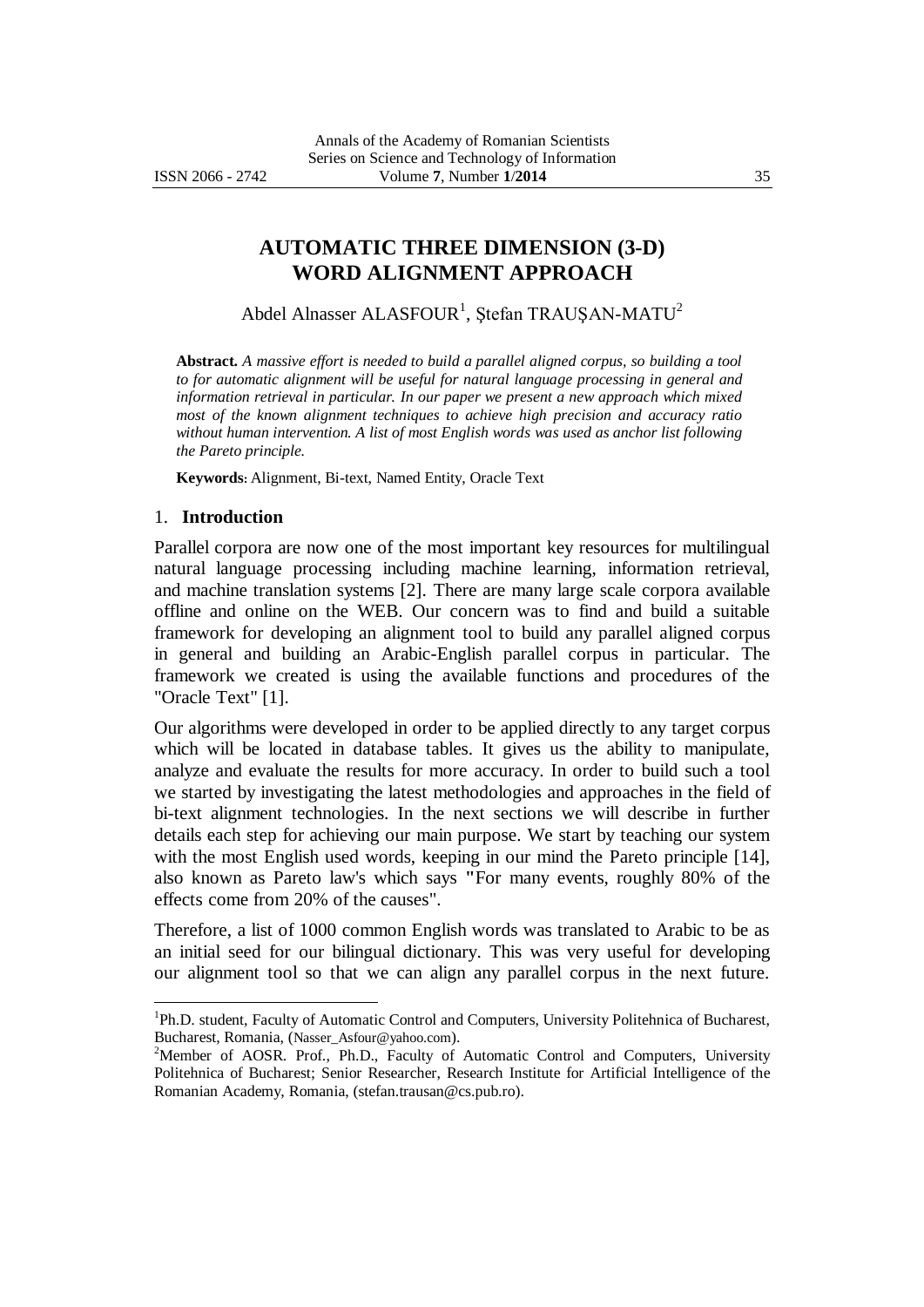# AUTOMATIC THREE DIMENSION (3-D) WORD ALIGNMENT APPROACH

Abdel Alnasser ALASFOUR[1], Ştefan TRAUŞAN-MATU[2]

**Abstract.** *A massive effort is needed to build a parallel aligned corpus, so building a tool to for automatic alignment will be useful for natural language processing in general and information retrieval in particular. In our paper we present a new approach which mixed most of the known alignment techniques to achieve high precision and accuracy ratio without human intervention. A list of most English words was used as anchor list following the Pareto principle.*

**Keywords:** Alignment, Bi-text, Named Entity, Oracle Text

## 1. Introduction

Parallel corpora are now one of the most important key resources for multilingual natural language processing including machine learning, information retrieval, and machine translation systems [2]. There are many large scale corpora available offline and online on the WEB. Our concern was to find and build a suitable framework for developing an alignment tool to build any parallel aligned corpus in general and building an Arabic-English parallel corpus in particular. The framework we created is using the available functions and procedures of the "Oracle Text" [1].

Our algorithms were developed in order to be applied directly to any target corpus which will be located in database tables. It gives us the ability to manipulate, analyze and evaluate the results for more accuracy. In order to build such a tool we started by investigating the latest methodologies and approaches in the field of bi-text alignment technologies. In the next sections we will describe in further details each step for achieving our main purpose. We start by teaching our system with the most English used words, keeping in our mind the Pareto principle [14], also known as Pareto law's which says "For many events, roughly 80% of the effects come from 20% of the causes".

Therefore, a list of 1000 common English words was translated to Arabic to be as an initial seed for our bilingual dictionary. This was very useful for developing our alignment tool so that we can align any parallel corpus in the next future.

---

[1]Ph.D. student, Faculty of Automatic Control and Computers, University Politehnica of Bucharest, Bucharest, Romania, (Nasser_Asfour@yahoo.com).

[2]Member of AOSR. Prof., Ph.D., Faculty of Automatic Control and Computers, University Politehnica of Bucharest; Senior Researcher, Research Institute for Artificial Intelligence of the Romanian Academy, Romania, (stefan.trausan@cs.pub.ro).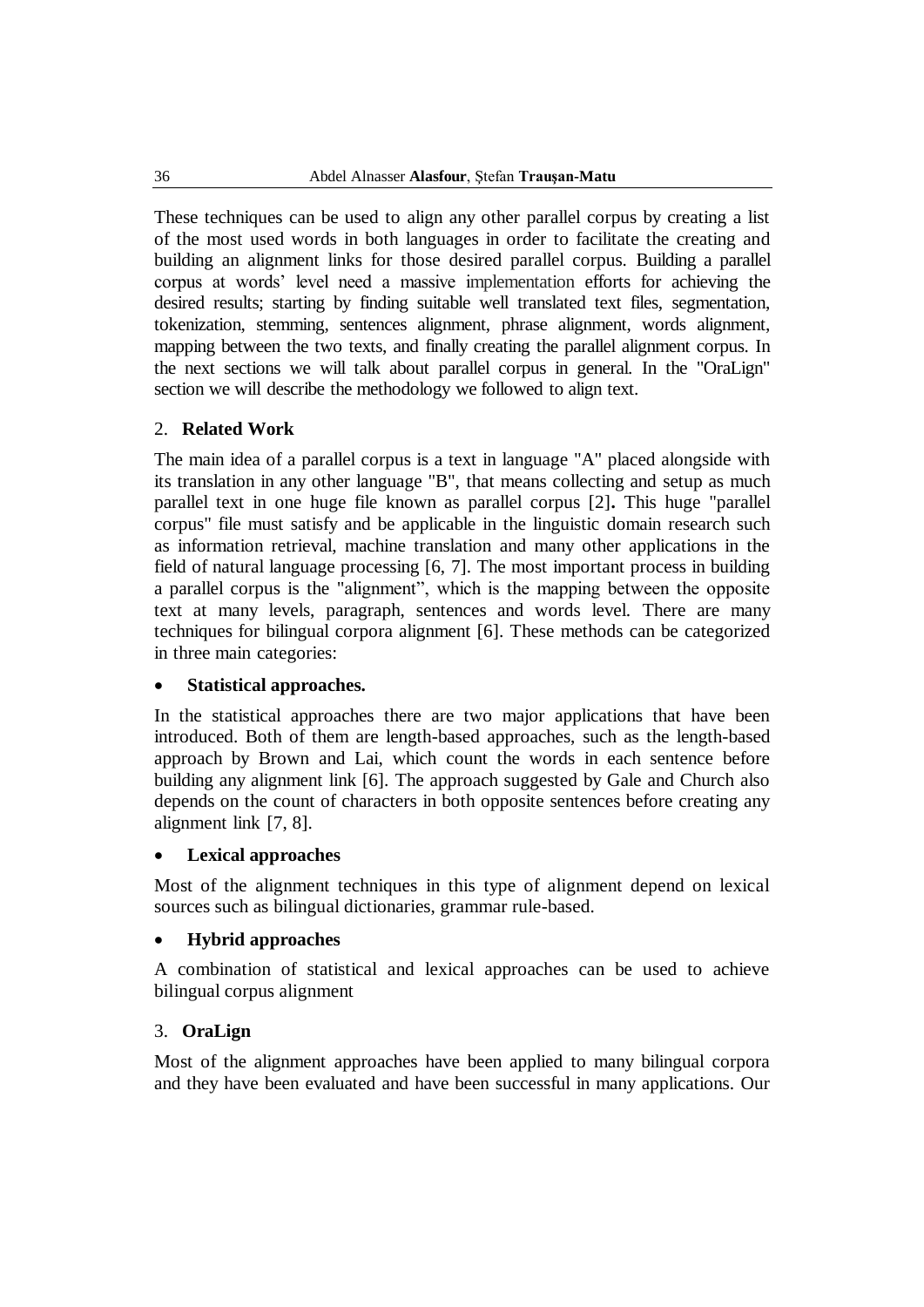These techniques can be used to align any other parallel corpus by creating a list of the most used words in both languages in order to facilitate the creating and building an alignment links for those desired parallel corpus. Building a parallel corpus at words' level need a massive implementation efforts for achieving the desired results; starting by finding suitable well translated text files, segmentation, tokenization, stemming, sentences alignment, phrase alignment, words alignment, mapping between the two texts, and finally creating the parallel alignment corpus. In the next sections we will talk about parallel corpus in general. In the "OraLign" section we will describe the methodology we followed to align text.

## 2. **Related Work**

The main idea of a parallel corpus is a text in language "A" placed alongside with its translation in any other language "B", that means collecting and setup as much parallel text in one huge file known as parallel corpus [2]**.** This huge "parallel corpus" file must satisfy and be applicable in the linguistic domain research such as information retrieval, machine translation and many other applications in the field of natural language processing [6, 7]. The most important process in building a parallel corpus is the "alignment", which is the mapping between the opposite text at many levels, paragraph, sentences and words level. There are many techniques for bilingual corpora alignment [6]. These methods can be categorized in three main categories:

- **Statistical approaches.**

In the statistical approaches there are two major applications that have been introduced. Both of them are length-based approaches, such as the length-based approach by Brown and Lai, which count the words in each sentence before building any alignment link [6]. The approach suggested by Gale and Church also depends on the count of characters in both opposite sentences before creating any alignment link [7, 8].

- **Lexical approaches**

Most of the alignment techniques in this type of alignment depend on lexical sources such as bilingual dictionaries, grammar rule-based.

- **Hybrid approaches**

A combination of statistical and lexical approaches can be used to achieve bilingual corpus alignment

## 3. **OraLign**

Most of the alignment approaches have been applied to many bilingual corpora and they have been evaluated and have been successful in many applications. Our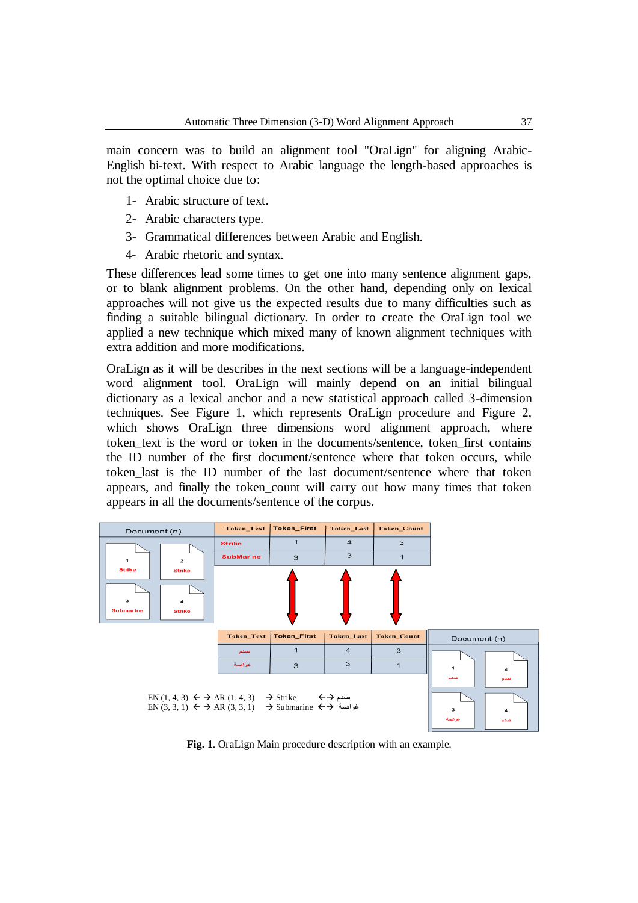main concern was to build an alignment tool "OraLign" for aligning Arabic-English bi-text. With respect to Arabic language the length-based approaches is not the optimal choice due to:

1- Arabic structure of text.
2- Arabic characters type.
3- Grammatical differences between Arabic and English.
4- Arabic rhetoric and syntax.

These differences lead some times to get one into many sentence alignment gaps, or to blank alignment problems. On the other hand, depending only on lexical approaches will not give us the expected results due to many difficulties such as finding a suitable bilingual dictionary. In order to create the OraLign tool we applied a new technique which mixed many of known alignment techniques with extra addition and more modifications.

OraLign as it will be describes in the next sections will be a language-independent word alignment tool. OraLign will mainly depend on an initial bilingual dictionary as a lexical anchor and a new statistical approach called 3-dimension techniques. See Figure 1, which represents OraLign procedure and Figure 2, which shows OraLign three dimensions word alignment approach, where token_text is the word or token in the documents/sentence, token_first contains the ID number of the first document/sentence where that token occurs, while token_last is the ID number of the last document/sentence where that token appears, and finally the token_count will carry out how many times that token appears in all the documents/sentence of the corpus.

| Token_Text | Token_First | Token_Last | Token_Count |
|---|---|---|---|
| Strike | 1 | 4 | 3 |
| SubMarine | 3 | 3 | 1 |

| Token_Text | Token_First | Token_Last | Token_Count |
|---|---|---|---|
| صدم | 1 | 4 | 3 |
| غواصة | 3 | 3 | 1 |

EN (1, 4, 3) ←→ AR (1, 4, 3) → Strike ←→ صدم
EN (3, 3, 1) ←→ AR (3, 3, 1) → Submarine ←→ غواصة

**Fig. 1**. OraLign Main procedure description with an example.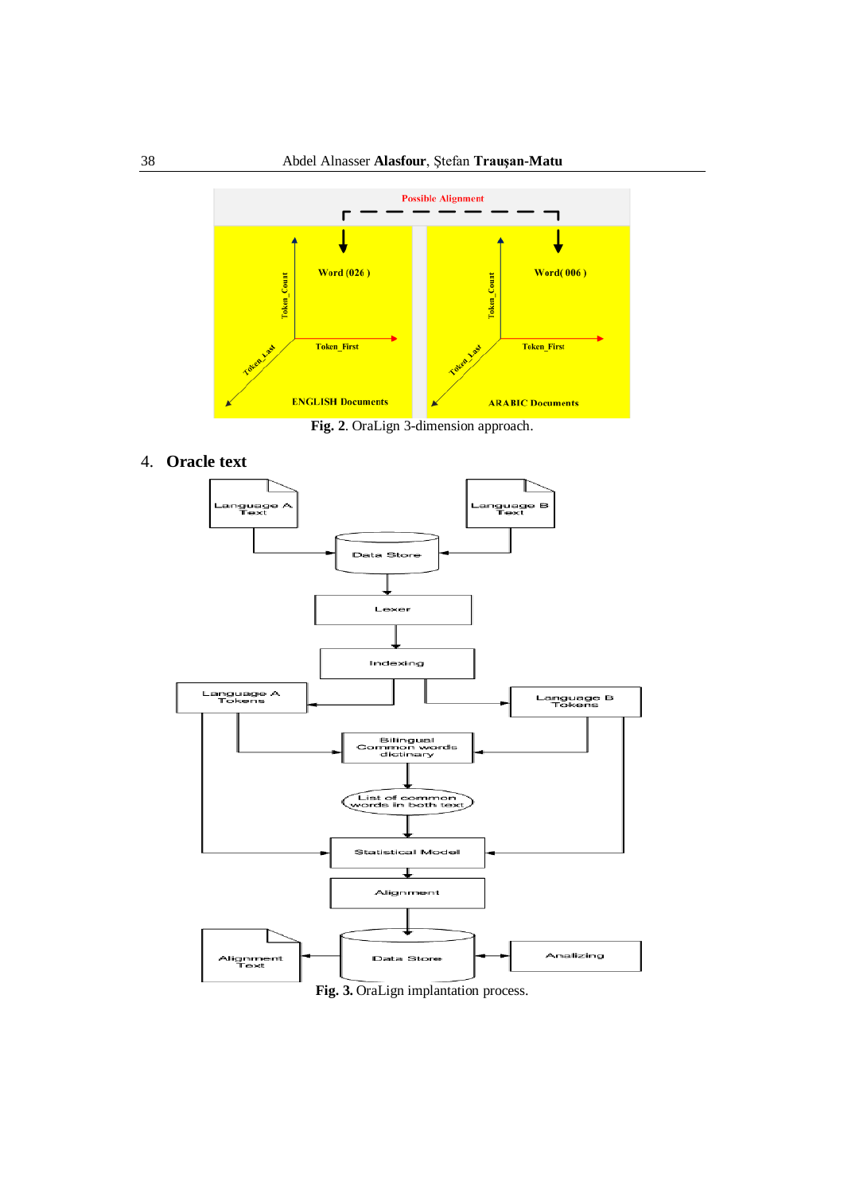Fig. 2. OraLign 3-dimension approach.

## 4. Oracle text

Fig. 3. OraLign implantation process.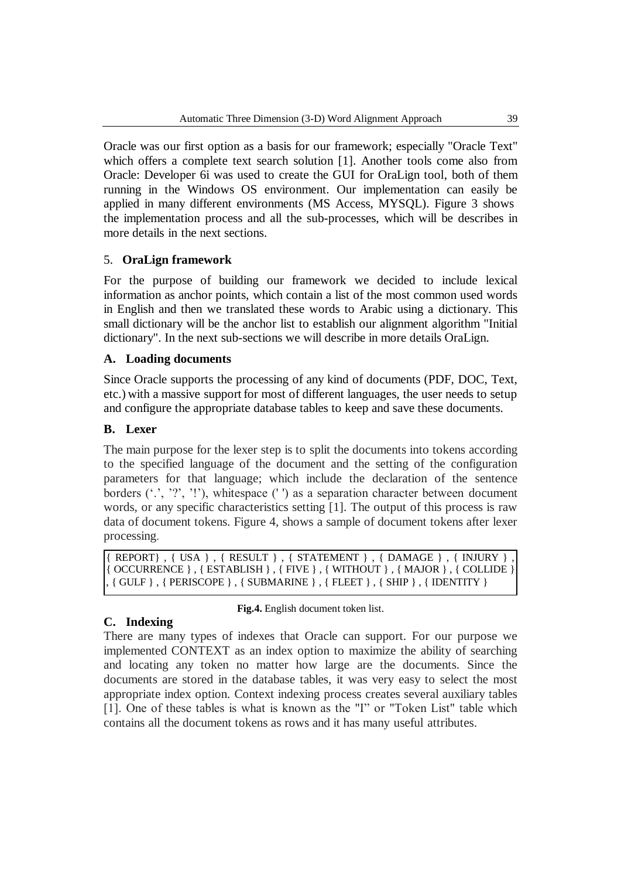Oracle was our first option as a basis for our framework; especially "Oracle Text" which offers a complete text search solution [1]. Another tools come also from Oracle: Developer 6i was used to create the GUI for OraLign tool, both of them running in the Windows OS environment. Our implementation can easily be applied in many different environments (MS Access, MYSQL). Figure 3 shows the implementation process and all the sub-processes, which will be describes in more details in the next sections.

## 5. **OraLign framework**

For the purpose of building our framework we decided to include lexical information as anchor points, which contain a list of the most common used words in English and then we translated these words to Arabic using a dictionary. This small dictionary will be the anchor list to establish our alignment algorithm "Initial dictionary". In the next sub-sections we will describe in more details OraLign.

### A. Loading documents

Since Oracle supports the processing of any kind of documents (PDF, DOC, Text, etc.) with a massive support for most of different languages, the user needs to setup and configure the appropriate database tables to keep and save these documents.

### B. Lexer

The main purpose for the lexer step is to split the documents into tokens according to the specified language of the document and the setting of the configuration parameters for that language; which include the declaration of the sentence borders ('.', '?', '!'), whitespace (' ') as a separation character between document words, or any specific characteristics setting [1]. The output of this process is raw data of document tokens. Figure 4, shows a sample of document tokens after lexer processing.

```
{ REPORT} , { USA } , { RESULT } , { STATEMENT } , { DAMAGE } , { INJURY } ,
{ OCCURRENCE } , { ESTABLISH } , { FIVE } , { WITHOUT } , { MAJOR } , { COLLIDE }
, { GULF } , { PERISCOPE } , { SUBMARINE } , { FLEET } , { SHIP } , { IDENTITY }
```

**Fig.4.** English document token list.

### C. Indexing

There are many types of indexes that Oracle can support. For our purpose we implemented CONTEXT as an index option to maximize the ability of searching and locating any token no matter how large are the documents. Since the documents are stored in the database tables, it was very easy to select the most appropriate index option. Context indexing process creates several auxiliary tables [1]. One of these tables is what is known as the "I" or "Token List" table which contains all the document tokens as rows and it has many useful attributes.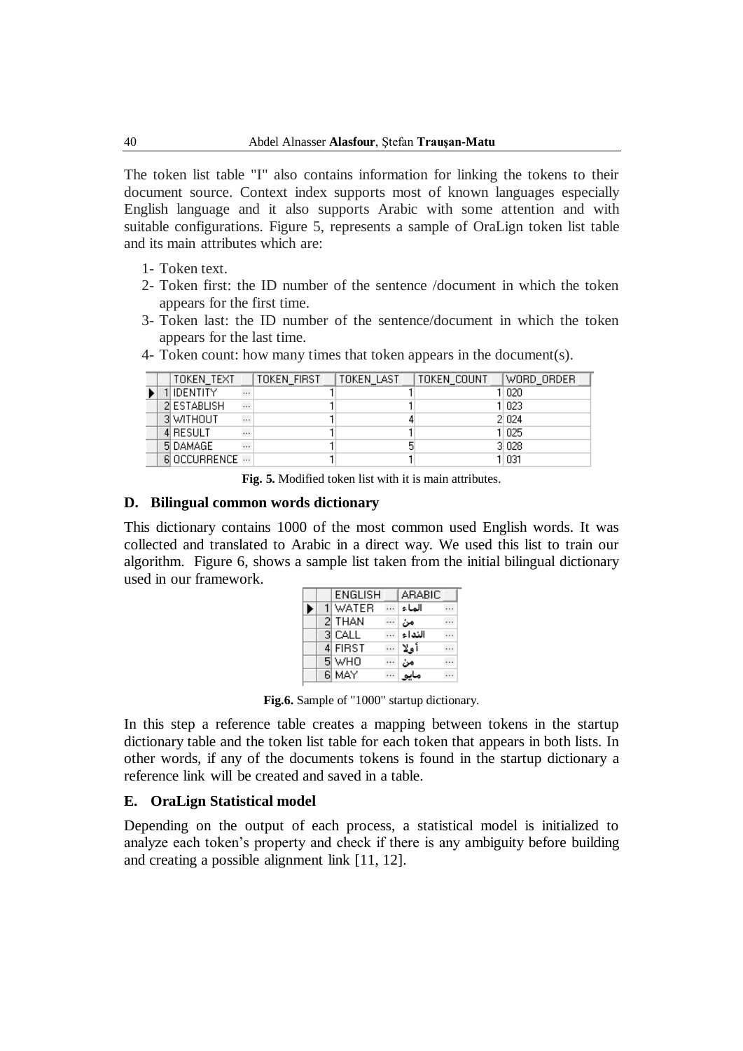The token list table "I" also contains information for linking the tokens to their document source. Context index supports most of known languages especially English language and it also supports Arabic with some attention and with suitable configurations. Figure 5, represents a sample of OraLign token list table and its main attributes which are:

1- Token text.
2- Token first: the ID number of the sentence /document in which the token appears for the first time.
3- Token last: the ID number of the sentence/document in which the token appears for the last time.
4- Token count: how many times that token appears in the document(s).

| | TOKEN_TEXT | TOKEN_FIRST | TOKEN_LAST | TOKEN_COUNT | WORD_ORDER |
|---|---|---|---|---|---|
| 1 | IDENTITY | 1 | 1 | 1 | 020 |
| 2 | ESTABLISH | 1 | 1 | 1 | 023 |
| 3 | WITHOUT | 1 | 4 | 2 | 024 |
| 4 | RESULT | 1 | 1 | 1 | 025 |
| 5 | DAMAGE | 1 | 5 | 3 | 028 |
| 6 | OCCURRENCE | 1 | 1 | 1 | 031 |

**Fig. 5.** Modified token list with it is main attributes.

### D. Bilingual common words dictionary

This dictionary contains 1000 of the most common used English words. It was collected and translated to Arabic in a direct way. We used this list to train our algorithm. Figure 6, shows a sample list taken from the initial bilingual dictionary used in our framework.

| | ENGLISH | ARABIC |
|---|---|---|
| 1 | WATER | الماء |
| 2 | THAN | من |
| 3 | CALL | النداء |
| 4 | FIRST | أولا |
| 5 | WHO | من |
| 6 | MAY | مايو |

**Fig.6.** Sample of "1000" startup dictionary.

In this step a reference table creates a mapping between tokens in the startup dictionary table and the token list table for each token that appears in both lists. In other words, if any of the documents tokens is found in the startup dictionary a reference link will be created and saved in a table.

### E. OraLign Statistical model

Depending on the output of each process, a statistical model is initialized to analyze each token's property and check if there is any ambiguity before building and creating a possible alignment link [11, 12].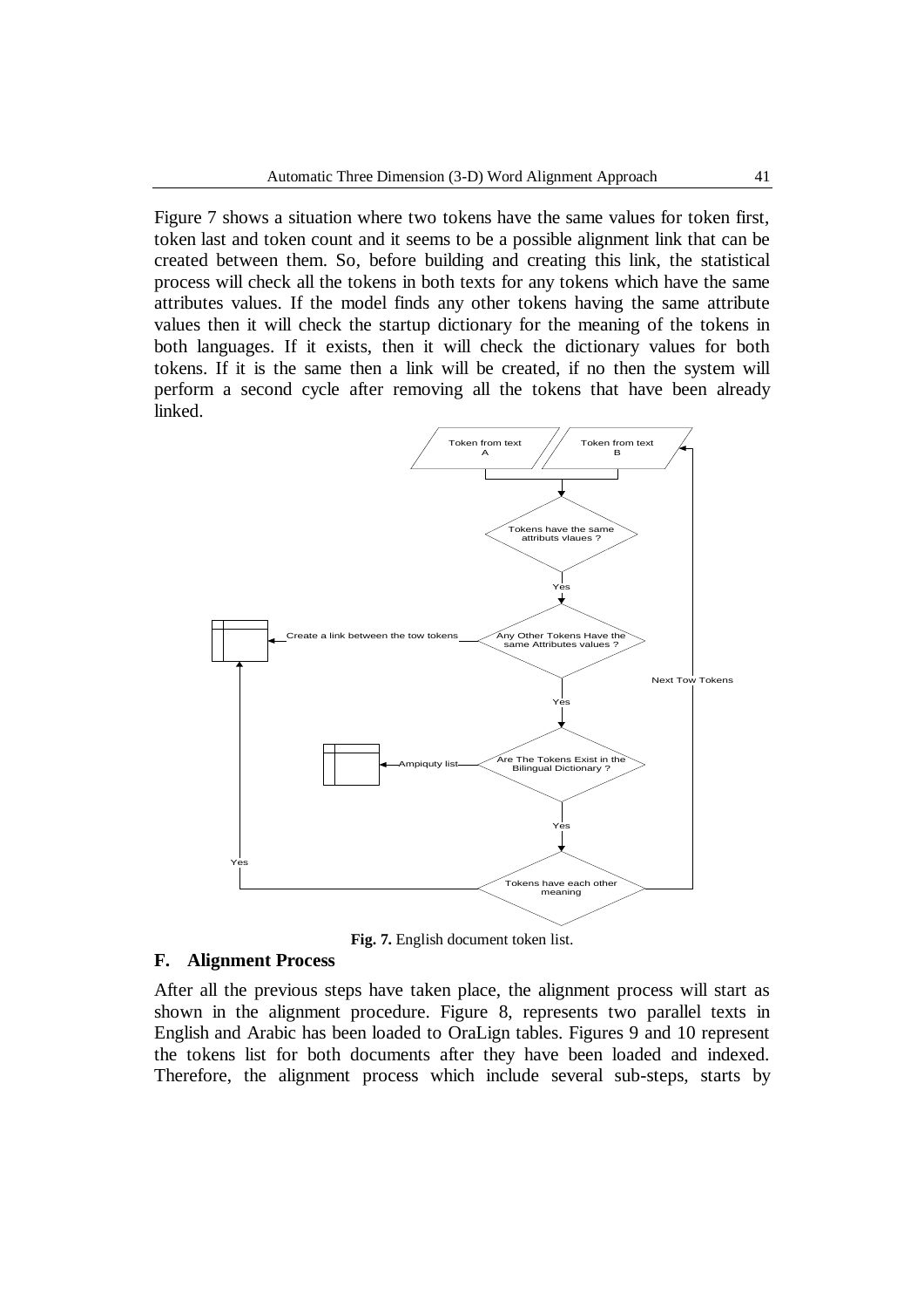Figure 7 shows a situation where two tokens have the same values for token first, token last and token count and it seems to be a possible alignment link that can be created between them. So, before building and creating this link, the statistical process will check all the tokens in both texts for any tokens which have the same attributes values. If the model finds any other tokens having the same attribute values then it will check the startup dictionary for the meaning of the tokens in both languages. If it exists, then it will check the dictionary values for both tokens. If it is the same then a link will be created, if no then the system will perform a second cycle after removing all the tokens that have been already linked.

**Fig. 7.** English document token list.

## F. Alignment Process

After all the previous steps have taken place, the alignment process will start as shown in the alignment procedure. Figure 8, represents two parallel texts in English and Arabic has been loaded to OraLign tables. Figures 9 and 10 represent the tokens list for both documents after they have been loaded and indexed. Therefore, the alignment process which include several sub-steps, starts by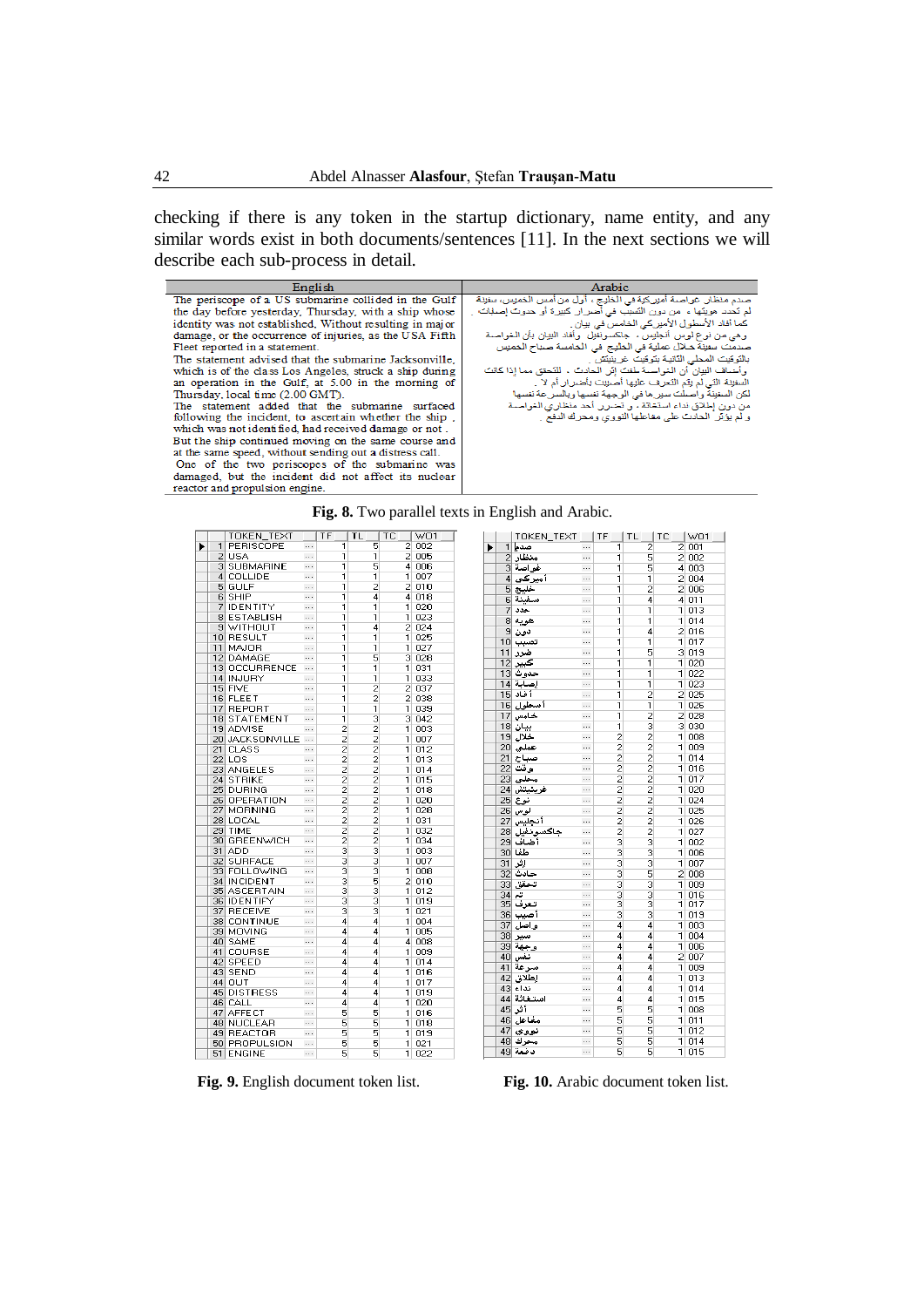checking if there is any token in the startup dictionary, name entity, and any similar words exist in both documents/sentences [11]. In the next sections we will describe each sub-process in detail.

| English | Arabic |
|---|---|
| The periscope of a US submarine collided in the Gulf the day before yesterday, Thursday, with a ship whose identity was not established, Without resulting in major damage, or the occurrence of injuries, as the USA Fifth Fleet reported in a statement.<br>The statement advised that the submarine Jacksonville, which is of the class Los Angeles, struck a ship during an operation in the Gulf, at 5.00 in the morning of Thursday, local time (2.00 GMT).<br>The statement added that the submarine surfaced following the incident, to ascertain whether the ship, which was not identified, had received damage or not.<br>But the ship continued moving on the same course and at the same speed, without sending out a distress call.<br>One of the two periscopes of the submarine was damaged, but the incident did not affect its nuclear reactor and propulsion engine. | صدم منظار غواصة أمريكية في الخليج ، أول من أمس الخميس، سفينة لم تحدد هويتها ، من دون التسبب في أضرار كبيرة أو حدوث إصابات ، كما أفاد الأسطول الأميركي الخامس في بيان .<br>وهي من نوع لوس أنجليس ، جاكسونفيل وأفاد البيان بأن الغواصة صدمت سفينة خلال عملية في الخليج في الخامسة صباح الخميس بالتوقيت المحلي الثانية بتوقيت غرينتش .<br>وأضاف البيان أن الغواصة طفت إثر الحادث ، للتحقق مما إذا كانت السفينة التي لم يتم التعرف عليها أصيبت بأضرار أم لا .<br>لكن السفينة واصلت سيرها في الوجهة نفسها وبالسرعة نفسها من دون إطلاق نداء استغاثة ، و تضرر أحد منظاري الغواصة و لم يؤثر الحادث على مفاعلها النووي ومحرك الدفع . |

**Fig. 8.** Two parallel texts in English and Arabic.

| | TOKEN_TEXT | TF | TL | TC | WO1 |
|---|---|---|---|---|---|
| 1 | PERISCOPE | 1 | 5 | 2 | 002 |
| 2 | USA | 1 | 1 | 2 | 005 |
| 3 | SUBMARINE | 1 | 5 | 4 | 006 |
| 4 | COLLIDE | 1 | 1 | 1 | 007 |
| 5 | GULF | 1 | 2 | 2 | 010 |
| 6 | SHIP | 1 | 4 | 4 | 018 |
| 7 | IDENTITY | 1 | 1 | 1 | 020 |
| 8 | ESTABLISH | 1 | 1 | 1 | 023 |
| 9 | WITHOUT | 1 | 4 | 2 | 024 |
| 10 | RESULT | 1 | 1 | 1 | 025 |
| 11 | MAJOR | 1 | 1 | 1 | 027 |
| 12 | DAMAGE | 1 | 5 | 3 | 028 |
| 13 | OCCURRENCE | 1 | 1 | 1 | 031 |
| 14 | INJURY | 1 | 1 | 1 | 033 |
| 15 | FIVE | 1 | 2 | 2 | 037 |
| 16 | FLEET | 1 | 2 | 2 | 038 |
| 17 | REPORT | 1 | 1 | 1 | 039 |
| 18 | STATEMENT | 1 | 3 | 3 | 042 |
| 19 | ADVISE | 2 | 2 | 1 | 003 |
| 20 | JACKSONVILLE | 2 | 2 | 1 | 007 |
| 21 | CLASS | 2 | 2 | 1 | 012 |
| 22 | LOS | 2 | 2 | 1 | 013 |
| 23 | ANGELES | 2 | 2 | 1 | 014 |
| 24 | STRIKE | 2 | 2 | 1 | 015 |
| 25 | DURING | 2 | 2 | 1 | 018 |
| 26 | OPERATION | 2 | 2 | 1 | 020 |
| 27 | MORNING | 2 | 2 | 1 | 028 |
| 28 | LOCAL | 2 | 2 | 1 | 031 |
| 29 | TIME | 2 | 2 | 1 | 032 |
| 30 | GREENWICH | 2 | 2 | 1 | 034 |
| 31 | ADD | 3 | 3 | 1 | 003 |
| 32 | SURFACE | 3 | 3 | 1 | 007 |
| 33 | FOLLOWING | 3 | 3 | 1 | 008 |
| 34 | INCIDENT | 3 | 5 | 2 | 010 |
| 35 | ASCERTAIN | 3 | 3 | 1 | 012 |
| 36 | IDENTIFY | 3 | 3 | 1 | 019 |
| 37 | RECEIVE | 3 | 3 | 1 | 021 |
| 38 | CONTINUE | 4 | 4 | 1 | 004 |
| 39 | MOVING | 4 | 4 | 1 | 005 |
| 40 | SAME | 4 | 4 | 4 | 008 |
| 41 | COURSE | 4 | 4 | 1 | 009 |
| 42 | SPEED | 4 | 4 | 1 | 014 |
| 43 | SEND | 4 | 4 | 1 | 016 |
| 44 | OUT | 4 | 4 | 1 | 017 |
| 45 | DISTRESS | 4 | 4 | 1 | 019 |
| 46 | CALL | 4 | 4 | 1 | 020 |
| 47 | AFFECT | 5 | 5 | 1 | 016 |
| 48 | NUCLEAR | 5 | 5 | 1 | 018 |
| 49 | REACTOR | 5 | 5 | 1 | 019 |
| 50 | PROPULSION | 5 | 5 | 1 | 021 |
| 51 | ENGINE | 5 | 5 | 1 | 022 |

**Fig. 9.** English document token list.

| | TOKEN_TEXT | TF | TL | TC | WO1 |
|---|---|---|---|---|---|
| 1 | صدم | 1 | 2 | 2 | 001 |
| 2 | منظار | 1 | 5 | 2 | 002 |
| 3 | غواصة | 1 | 5 | 4 | 003 |
| 4 | أميركي | 1 | 1 | 2 | 004 |
| 5 | خليج | 1 | 2 | 2 | 006 |
| 6 | سفينة | 1 | 4 | 4 | 011 |
| 7 | حدد | 1 | 1 | 1 | 013 |
| 8 | هوية | 1 | 1 | 1 | 014 |
| 9 | دون | 1 | 4 | 2 | 016 |
| 10 | تسبب | 1 | 1 | 1 | 017 |
| 11 | ضرر | 1 | 5 | 3 | 019 |
| 12 | كبير | 1 | 1 | 1 | 020 |
| 13 | حدوث | 1 | 1 | 1 | 022 |
| 14 | إصابة | 1 | 1 | 1 | 023 |
| 15 | أفاد | 1 | 2 | 2 | 025 |
| 16 | أسطول | 1 | 1 | 1 | 026 |
| 17 | خامس | 1 | 2 | 2 | 028 |
| 18 | بيان | 1 | 3 | 3 | 030 |
| 19 | خلال | 2 | 2 | 1 | 008 |
| 20 | عملية | 2 | 2 | 1 | 009 |
| 21 | صباح | 2 | 2 | 1 | 014 |
| 22 | وقت | 2 | 2 | 1 | 016 |
| 23 | محلي | 2 | 2 | 1 | 017 |
| 24 | غرينتش | 2 | 2 | 1 | 020 |
| 25 | نوع | 2 | 2 | 1 | 024 |
| 26 | لوس | 2 | 2 | 1 | 025 |
| 27 | أنجليس | 2 | 2 | 1 | 026 |
| 28 | جاكسونفيل | 2 | 2 | 1 | 027 |
| 29 | أضاف | 3 | 3 | 1 | 002 |
| 30 | طفا | 3 | 3 | 1 | 006 |
| 31 | إثر | 3 | 3 | 1 | 007 |
| 32 | حادث | 3 | 5 | 2 | 008 |
| 33 | تحقق | 3 | 3 | 1 | 009 |
| 34 | تم | 3 | 3 | 1 | 016 |
| 35 | تعرف | 3 | 3 | 1 | 017 |
| 36 | أصيب | 3 | 3 | 1 | 019 |
| 37 | واصل | 4 | 4 | 1 | 003 |
| 38 | سير | 4 | 4 | 1 | 004 |
| 39 | وجهة | 4 | 4 | 1 | 006 |
| 40 | نفس | 4 | 4 | 2 | 007 |
| 41 | سرعة | 4 | 4 | 1 | 009 |
| 42 | إطلاق | 4 | 4 | 1 | 013 |
| 43 | نداء | 4 | 4 | 1 | 014 |
| 44 | استغاثة | 4 | 4 | 1 | 015 |
| 45 | أثر | 5 | 5 | 1 | 008 |
| 46 | مفاعل | 5 | 5 | 1 | 011 |
| 47 | نووي | 5 | 5 | 1 | 012 |
| 48 | محرك | 5 | 5 | 1 | 014 |
| 49 | دفعة | 5 | 5 | 1 | 015 |

**Fig. 10.** Arabic document token list.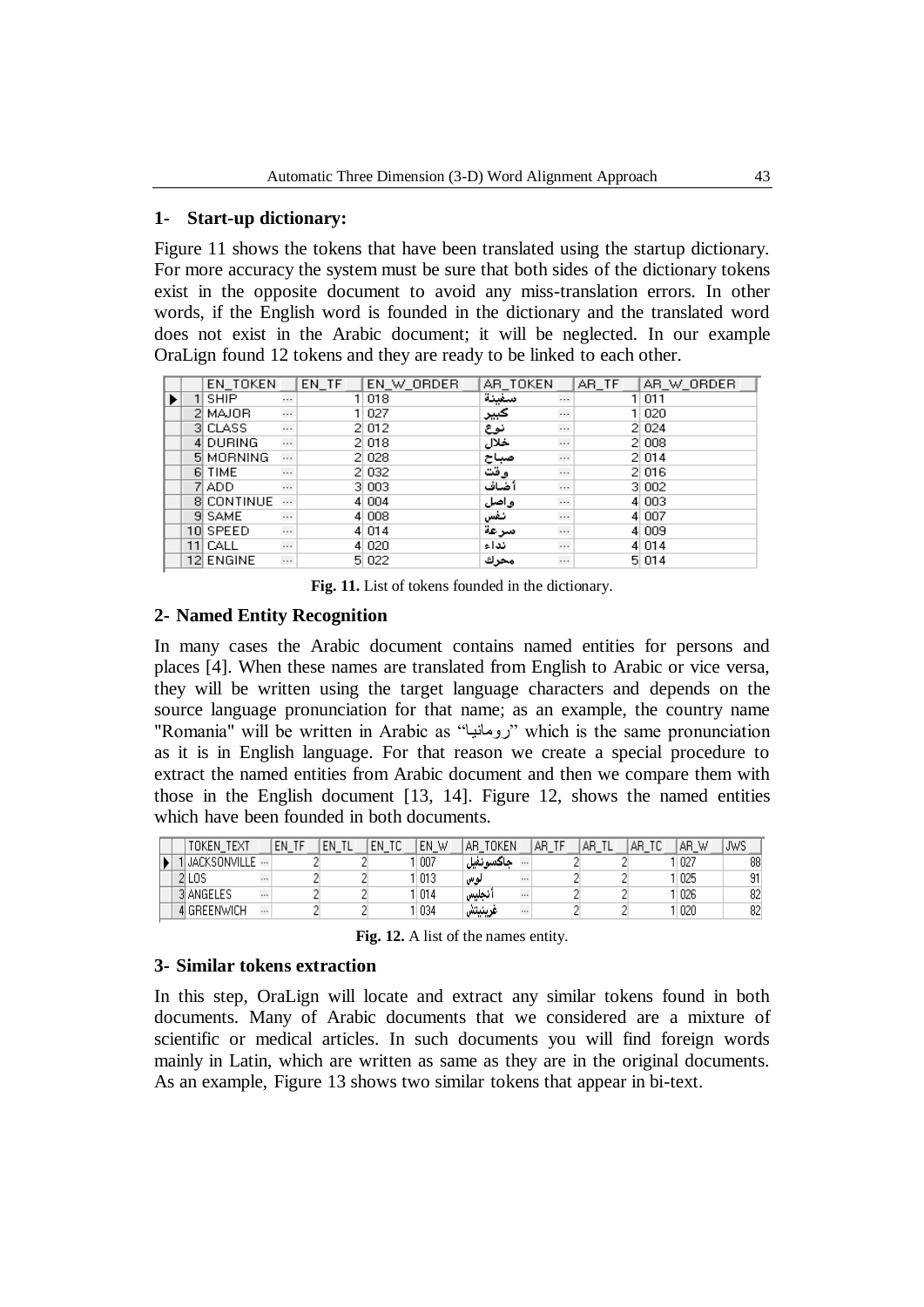## 1- Start-up dictionary:

Figure 11 shows the tokens that have been translated using the startup dictionary. For more accuracy the system must be sure that both sides of the dictionary tokens exist in the opposite document to avoid any miss-translation errors. In other words, if the English word is founded in the dictionary and the translated word does not exist in the Arabic document; it will be neglected. In our example OraLign found 12 tokens and they are ready to be linked to each other.

| | EN_TOKEN | EN_TF | EN_W_ORDER | AR_TOKEN | AR_TF | AR_W_ORDER |
|---|---|---|---|---|---|---|
| 1 | SHIP | 1 | 018 | سفينة | 1 | 011 |
| 2 | MAJOR | 1 | 027 | كبير | 1 | 020 |
| 3 | CLASS | 2 | 012 | نوع | 2 | 024 |
| 4 | DURING | 2 | 018 | خلال | 2 | 008 |
| 5 | MORNING | 2 | 028 | صباح | 2 | 014 |
| 6 | TIME | 2 | 032 | وقت | 2 | 016 |
| 7 | ADD | 3 | 003 | أضاف | 3 | 002 |
| 8 | CONTINUE | 4 | 004 | واصل | 4 | 003 |
| 9 | SAME | 4 | 008 | نفس | 4 | 007 |
| 10 | SPEED | 4 | 014 | سرعة | 4 | 009 |
| 11 | CALL | 4 | 020 | نداء | 4 | 014 |
| 12 | ENGINE | 5 | 022 | محرك | 5 | 014 |

**Fig. 11.** List of tokens founded in the dictionary.

## 2- Named Entity Recognition

In many cases the Arabic document contains named entities for persons and places [4]. When these names are translated from English to Arabic or vice versa, they will be written using the target language characters and depends on the source language pronunciation for that name; as an example, the country name "Romania" will be written in Arabic as "رومانيا" which is the same pronunciation as it is in English language. For that reason we create a special procedure to extract the named entities from Arabic document and then we compare them with those in the English document [13, 14]. Figure 12, shows the named entities which have been founded in both documents.

| | TOKEN_TEXT | EN_TF | EN_TL | EN_TC | EN_W | AR_TOKEN | AR_TF | AR_TL | AR_TC | AR_W | JWS |
|---|---|---|---|---|---|---|---|---|---|---|---|
| 1 | JACKSONVILLE | 2 | 2 | 1 | 007 | جاكسونفيل | 2 | 2 | 1 | 027 | 88 |
| 2 | LOS | 2 | 2 | 1 | 013 | لوس | 2 | 2 | 1 | 025 | 91 |
| 3 | ANGELES | 2 | 2 | 1 | 014 | أنجليس | 2 | 2 | 1 | 026 | 82 |
| 4 | GREENWICH | 2 | 2 | 1 | 034 | غرينيتش | 2 | 2 | 1 | 020 | 82 |

**Fig. 12.** A list of the names entity.

## 3- Similar tokens extraction

In this step, OraLign will locate and extract any similar tokens found in both documents. Many of Arabic documents that we considered are a mixture of scientific or medical articles. In such documents you will find foreign words mainly in Latin, which are written as same as they are in the original documents. As an example, Figure 13 shows two similar tokens that appear in bi-text.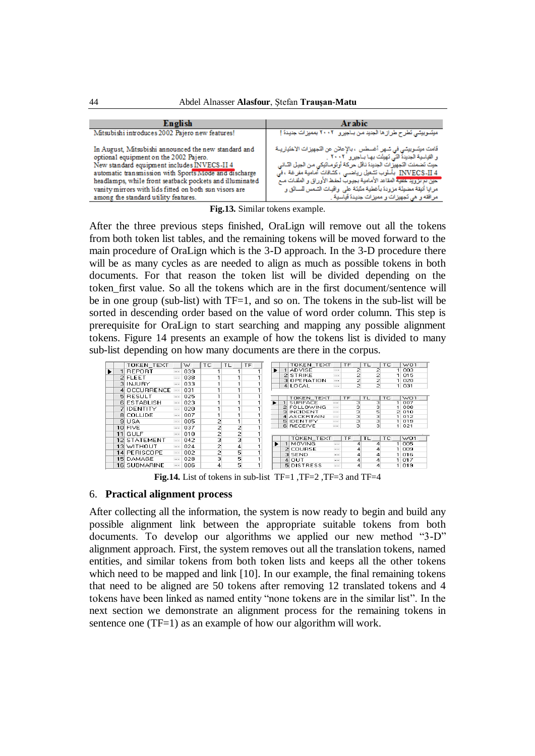| English | Arabic |
|---|---|
| Mitsubishi introduces 2002 Pajero new features! | ميتسوبيشي تطرح طرازها الجديد من باجيرو ٢٠٠٢ بمميزات جديدة ! |
| In August, Mitsubishi announced the new standard and optional equipment on the 2002 Pajero. New standard equipment includes INVECS-II 4 automatic transmission with Sports Mode and discharge headlamps, while front seatback pockets and illuminated vanity mirrors with lids fitted on both sun visors are among the standard utility features. | قامت ميتسوبيشي في شهر أغسطس ، بالإعلان عن التجهيزات الاختيارية و القياسية الجديدة التي تهيئت بها باجيرو ٢٠٠٢ . حيث تضمنت التجهيزات الجديدة ناقل حركة أوتوماتيكي من الجيل الثاني INVECS-II 4 بأسلوب تشغيل رياضي ، كشافات أمامية مفرغة ، في حين تم تزويد خلفية المقاعد الأمامية بجيوب لحفظ الأوراق و الملفات مع مرايا أنيقة مضيئة مزودة بأغطية مثبتة على واقيات الشمس للسائق و مرافقه و هي تجهيزات و مميزات جديدة قياسية . |

**Fig.13.** Similar tokens example.

After the three previous steps finished, OraLign will remove out all the tokens from both token list tables, and the remaining tokens will be moved forward to the main procedure of OraLign which is the 3-D approach. In the 3-D procedure there will be as many cycles as are needed to align as much as possible tokens in both documents. For that reason the token list will be divided depending on the token_first value. So all the tokens which are in the first document/sentence will be in one group (sub-list) with TF=1, and so on. The tokens in the sub-list will be sorted in descending order based on the value of word order column. This step is prerequisite for OraLign to start searching and mapping any possible alignment tokens. Figure 14 presents an example of how the tokens list is divided to many sub-list depending on how many documents are there in the corpus.

| | TOKEN_TEXT | W | TC | TL | TF |
|---|---|---|---|---|---|
| 1 | REPORT | 039 | 1 | 1 | 1 |
| 2 | FLEET | 038 | 1 | 1 | 1 |
| 3 | INJURY | 033 | 1 | 1 | 1 |
| 4 | OCCURRENCE | 031 | 1 | 1 | 1 |
| 5 | RESULT | 025 | 1 | 1 | 1 |
| 6 | ESTABLISH | 023 | 1 | 1 | 1 |
| 7 | IDENTITY | 020 | 1 | 1 | 1 |
| 8 | COLLIDE | 007 | 1 | 1 | 1 |
| 9 | USA | 005 | 2 | 1 | 1 |
| 10 | FIVE | 037 | 2 | 2 | 1 |
| 11 | GULF | 010 | 2 | 2 | 1 |
| 12 | STATEMENT | 042 | 3 | 3 | 1 |
| 13 | WITHOUT | 024 | 2 | 4 | 1 |
| 14 | PERISCOPE | 002 | 2 | 5 | 1 |
| 15 | DAMAGE | 028 | 3 | 5 | 1 |
| 16 | SUBMARINE | 006 | 4 | 5 | 1 |

| | TOKEN_TEXT | TF | TL | TC | WO1 |
|---|---|---|---|---|---|
| 1 | ADVISE | 2 | 2 | 1 | 003 |
| 2 | STRIKE | 2 | 2 | 1 | 015 |
| 3 | OPERATION | 2 | 2 | 1 | 020 |
| 4 | LOCAL | 2 | 2 | 1 | 031 |

| | TOKEN_TEXT | TF | TL | TC | WO1 |
|---|---|---|---|---|---|
| 1 | SURFACE | 3 | 3 | 1 | 007 |
| 2 | FOLLOWING | 3 | 3 | 1 | 008 |
| 3 | INCIDENT | 3 | 5 | 2 | 010 |
| 4 | ASCERTAIN | 3 | 3 | 1 | 012 |
| 5 | IDENTIFY | 3 | 3 | 1 | 018 |
| 6 | RECEIVE | 3 | 3 | 1 | 021 |

| | TOKEN_TEXT | TF | TL | TC | WO1 |
|---|---|---|---|---|---|
| 1 | MOVING | 4 | 4 | 1 | 005 |
| 2 | COURSE | 4 | 4 | 1 | 009 |
| 3 | SEND | 4 | 4 | 1 | 016 |
| 4 | OUT | 4 | 4 | 1 | 017 |
| 5 | DISTRESS | 4 | 4 | 1 | 019 |

**Fig.14.** List of tokens in sub-list TF=1 ,TF=2 ,TF=3 and TF=4

## 6. Practical alignment process

After collecting all the information, the system is now ready to begin and build any possible alignment link between the appropriate suitable tokens from both documents. To develop our algorithms we applied our new method "3-D" alignment approach. First, the system removes out all the translation tokens, named entities, and similar tokens from both token lists and keeps all the other tokens which need to be mapped and link [10]. In our example, the final remaining tokens that need to be aligned are 50 tokens after removing 12 translated tokens and 4 tokens have been linked as named entity "none tokens are in the similar list". In the next section we demonstrate an alignment process for the remaining tokens in sentence one (TF=1) as an example of how our algorithm will work.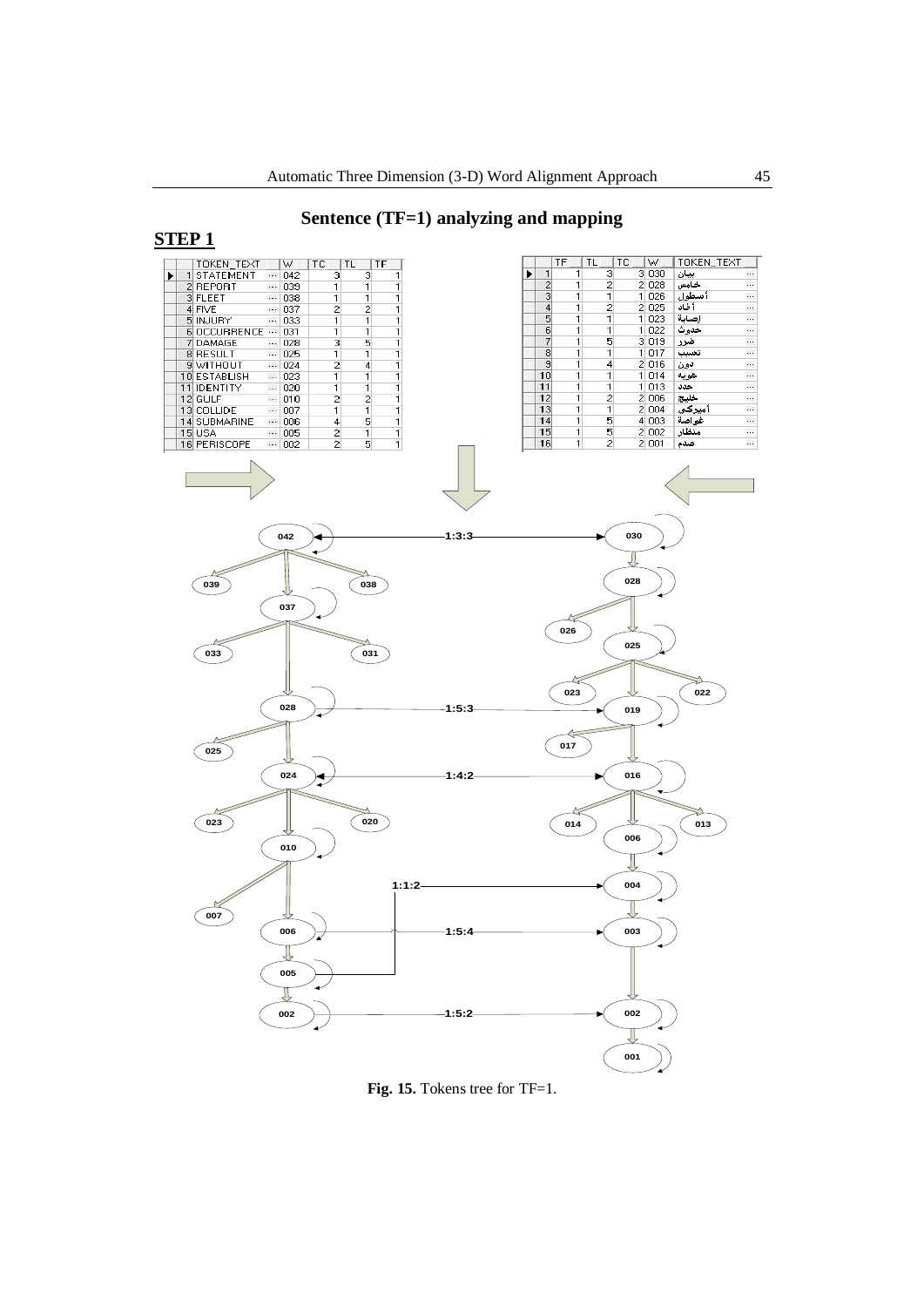## Sentence (TF=1) analyzing and mapping

**STEP 1**

| | TOKEN_TEXT | W | TC | TL | TF |
|---|---|---|---|---|---|
| 1 | STATEMENT | 042 | 3 | 3 | 1 |
| 2 | REPORT | 039 | 1 | 1 | 1 |
| 3 | FLEET | 038 | 1 | 1 | 1 |
| 4 | FIVE | 037 | 2 | 2 | 1 |
| 5 | INJURY | 033 | 1 | 1 | 1 |
| 6 | OCCURRENCE | 031 | 1 | 1 | 1 |
| 7 | DAMAGE | 028 | 3 | 5 | 1 |
| 8 | RESULT | 025 | 1 | 1 | 1 |
| 9 | WITHOUT | 024 | 2 | 4 | 1 |
| 10 | ESTABLISH | 023 | 1 | 1 | 1 |
| 11 | IDENTITY | 020 | 1 | 1 | 1 |
| 12 | GULF | 010 | 2 | 2 | 1 |
| 13 | COLLIDE | 007 | 1 | 1 | 1 |
| 14 | SUBMARINE | 006 | 4 | 5 | 1 |
| 15 | USA | 005 | 2 | 1 | 1 |
| 16 | PERISCOPE | 002 | 2 | 5 | 1 |

| | TF | TL | TC | W | TOKEN_TEXT |
|---|---|---|---|---|---|
| 1 | 1 | 3 | 3 | 030 | بيان |
| 2 | 1 | 2 | 2 | 028 | خامس |
| 3 | 1 | 1 | 1 | 026 | أسطول |
| 4 | 1 | 2 | 2 | 025 | أثناء |
| 5 | 1 | 1 | 1 | 023 | إصابة |
| 6 | 1 | 1 | 1 | 022 | حدوث |
| 7 | 1 | 5 | 3 | 019 | ضرر |
| 8 | 1 | 1 | 1 | 017 | تسبيب |
| 9 | 1 | 4 | 2 | 016 | دون |
| 10 | 1 | 1 | 1 | 014 | هوية |
| 11 | 1 | 1 | 1 | 013 | حدد |
| 12 | 1 | 2 | 2 | 006 | خليج |
| 13 | 1 | 1 | 2 | 004 | أميركي |
| 14 | 1 | 5 | 4 | 003 | غواصة |
| 15 | 1 | 5 | 2 | 002 | منظار |
| 16 | 1 | 2 | 2 | 001 | صدم |

**Fig. 15.** Tokens tree for TF=1.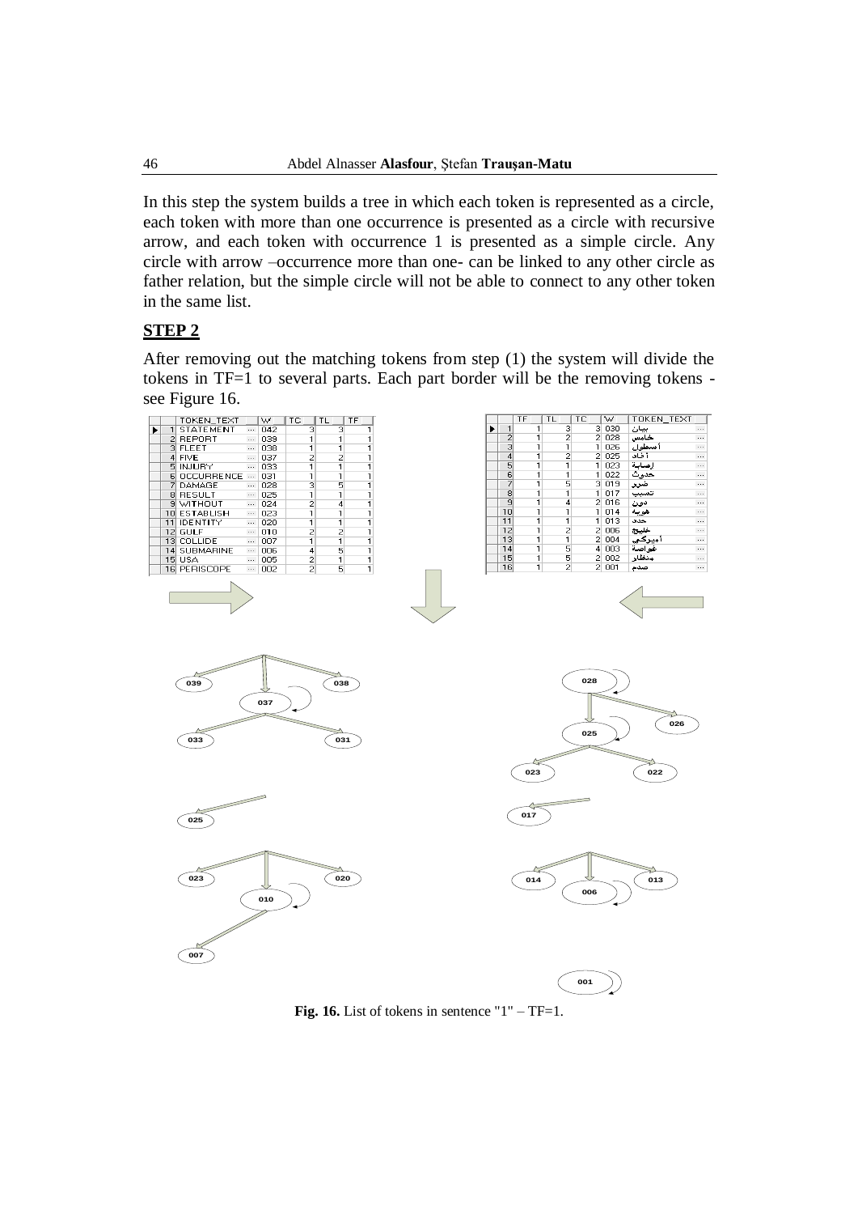In this step the system builds a tree in which each token is represented as a circle, each token with more than one occurrence is presented as a circle with recursive arrow, and each token with occurrence 1 is presented as a simple circle. Any circle with arrow –occurrence more than one- can be linked to any other circle as father relation, but the simple circle will not be able to connect to any other token in the same list.

## STEP 2

After removing out the matching tokens from step (1) the system will divide the tokens in TF=1 to several parts. Each part border will be the removing tokens - see Figure 16.

| | TOKEN_TEXT | W | TC | TL | TF |
|---|---|---|---|---|---|
| 1 | STATEMENT | 042 | 3 | 3 | 1 |
| 2 | REPORT | 039 | 1 | 1 | 1 |
| 3 | FLEET | 038 | 1 | 1 | 1 |
| 4 | FIVE | 037 | 2 | 2 | 1 |
| 5 | INJURY | 033 | 1 | 1 | 1 |
| 6 | OCCURRENCE | 031 | 1 | 1 | 1 |
| 7 | DAMAGE | 028 | 3 | 5 | 1 |
| 8 | RESULT | 025 | 1 | 1 | 1 |
| 9 | WITHOUT | 024 | 2 | 4 | 1 |
| 10 | ESTABLISH | 023 | 1 | 1 | 1 |
| 11 | IDENTITY | 020 | 1 | 1 | 1 |
| 12 | GULF | 010 | 2 | 2 | 1 |
| 13 | COLLIDE | 007 | 1 | 1 | 1 |
| 14 | SUBMARINE | 006 | 4 | 5 | 1 |
| 15 | USA | 005 | 2 | 1 | 1 |
| 16 | PERISCOPE | 002 | 2 | 5 | 1 |

| | TF | TL | TC | W | TOKEN_TEXT |
|---|---|---|---|---|---|
| 1 | 1 | 3 | 3 | 030 | بيان |
| 2 | 1 | 2 | 2 | 028 | خامس |
| 3 | 1 | 1 | 1 | 026 | أسطول |
| 4 | 1 | 2 | 2 | 025 | أفاد |
| 5 | 1 | 1 | 1 | 023 | إصابة |
| 6 | 1 | 1 | 1 | 022 | حدوث |
| 7 | 1 | 5 | 3 | 019 | ضرر |
| 8 | 1 | 1 | 1 | 017 | تسبيب |
| 9 | 1 | 4 | 2 | 016 | دون |
| 10 | 1 | 1 | 1 | 014 | هوية |
| 11 | 1 | 1 | 1 | 013 | حدد |
| 12 | 1 | 2 | 2 | 006 | خليج |
| 13 | 1 | 1 | 2 | 004 | أميركي |
| 14 | 1 | 5 | 4 | 003 | غواصة |
| 15 | 1 | 5 | 2 | 002 | منظار |
| 16 | 1 | 2 | 2 | 001 | صدم |

**Fig. 16.** List of tokens in sentence "1" – TF=1.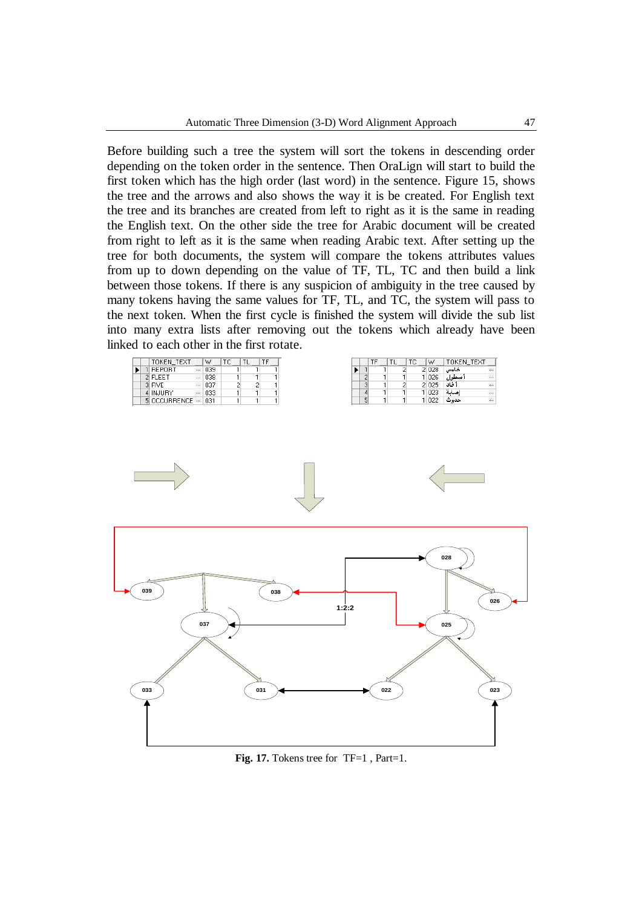Before building such a tree the system will sort the tokens in descending order depending on the token order in the sentence. Then OraLign will start to build the first token which has the high order (last word) in the sentence. Figure 15, shows the tree and the arrows and also shows the way it is be created. For English text the tree and its branches are created from left to right as it is the same in reading the English text. On the other side the tree for Arabic document will be created from right to left as it is the same when reading Arabic text. After setting up the tree for both documents, the system will compare the tokens attributes values from up to down depending on the value of TF, TL, TC and then build a link between those tokens. If there is any suspicion of ambiguity in the tree caused by many tokens having the same values for TF, TL, and TC, the system will pass to the next token. When the first cycle is finished the system will divide the sub list into many extra lists after removing out the tokens which already have been linked to each other in the first rotate.

| | TOKEN_TEXT | W | TC | TL | TF |
|---|---|---|---|---|---|
| 1 | REPORT | 039 | 1 | 1 | 1 |
| 2 | FLEET | 038 | 1 | 1 | 1 |
| 3 | FIVE | 037 | 2 | 2 | 1 |
| 4 | INJURY | 033 | 1 | 1 | 1 |
| 5 | OCCURRENCE | 031 | 1 | 1 | 1 |

| | TF | TL | TC | W | TOKEN_TEXT |
|---|---|---|---|---|---|
| 1 | 1 | 2 | 2 | 028 | خامس |
| 2 | 1 | 1 | 1 | 026 | أسطول |
| 3 | 1 | 2 | 2 | 025 | أفاد |
| 4 | 1 | 1 | 1 | 023 | إصابة |
| 5 | 1 | 1 | 1 | 022 | حدوث |

**Fig. 17.** Tokens tree for TF=1 , Part=1.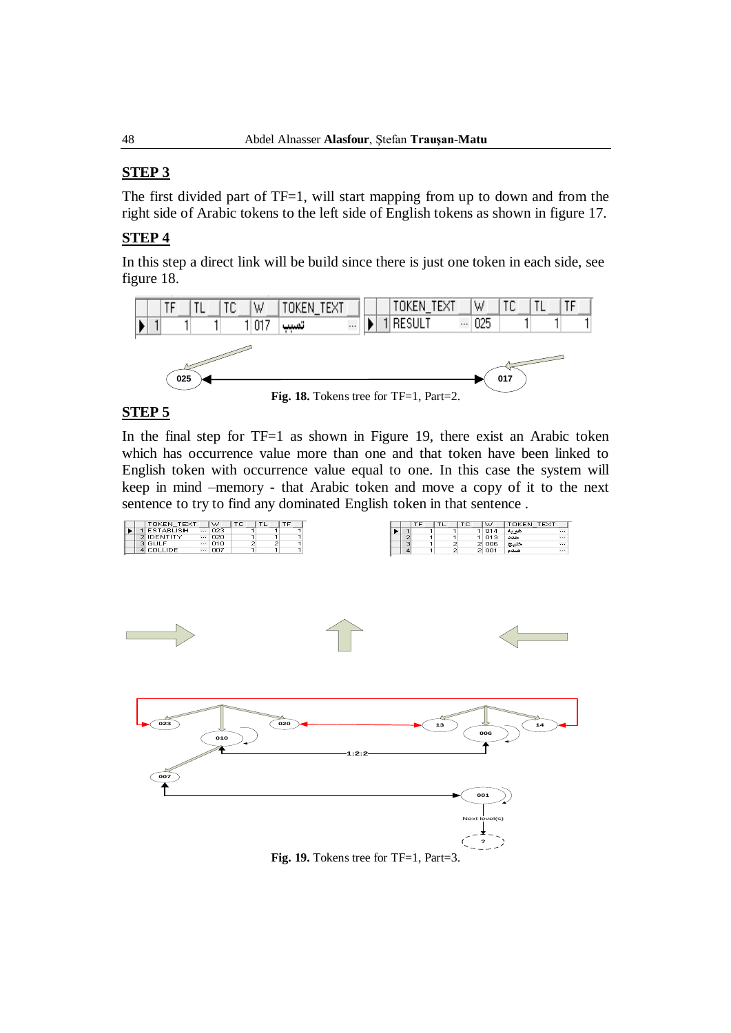## STEP 3

The first divided part of TF=1, will start mapping from up to down and from the right side of Arabic tokens to the left side of English tokens as shown in figure 17.

## STEP 4

In this step a direct link will be build since there is just one token in each side, see figure 18.

| | TF | TL | TC | W | TOKEN_TEXT |
|---|---|---|---|---|---|
| 1 | 1 | 1 | 1 | 017 | تسبب |

| | TOKEN_TEXT | W | TC | TL | TF |
|---|---|---|---|---|---|
| 1 | RESULT | 025 | 1 | 1 | 1 |

**Fig. 18.** Tokens tree for TF=1, Part=2.

## STEP 5

In the final step for TF=1 as shown in Figure 19, there exist an Arabic token which has occurrence value more than one and that token have been linked to English token with occurrence value equal to one. In this case the system will keep in mind –memory - that Arabic token and move a copy of it to the next sentence to try to find any dominated English token in that sentence .

| | TOKEN_TEXT | W | TC | TL | TF |
|---|---|---|---|---|---|
| 1 | ESTABLISH | 023 | 1 | 1 | 1 |
| 2 | IDENTITY | 020 | 1 | 1 | 1 |
| 3 | GULF | 010 | 2 | 2 | 1 |
| 4 | COLLIDE | 007 | 1 | 1 | 1 |

| | TF | TL | TC | W | TOKEN_TEXT |
|---|---|---|---|---|---|
| 1 | 1 | 1 | 1 | 014 | هوية |
| 2 | 1 | 1 | 1 | 013 | حدد |
| 3 | 1 | 2 | 2 | 006 | خليج |
| 4 | 1 | 2 | 2 | 001 | صدم |

**Fig. 19.** Tokens tree for TF=1, Part=3.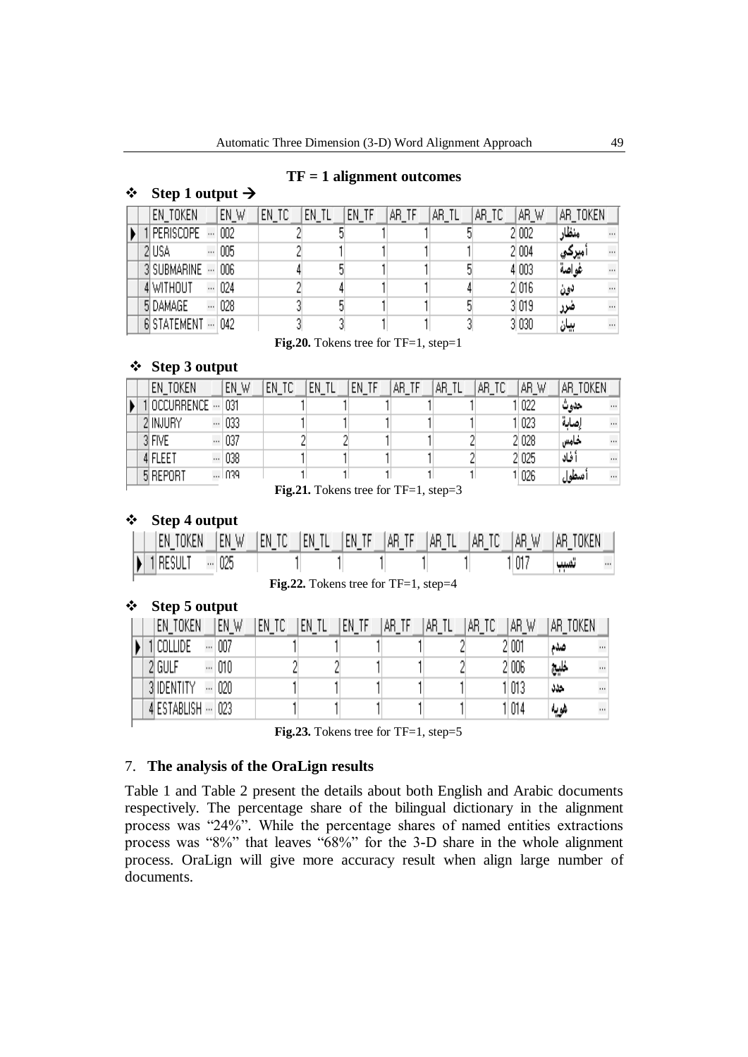**TF = 1 alignment outcomes**

❖ **Step 1 output →**

| | EN_TOKEN | EN_W | EN_TC | EN_TL | EN_TF | AR_TF | AR_TL | AR_TC | AR_W | AR_TOKEN |
|---|---|---|---|---|---|---|---|---|---|---|
| 1 | PERISCOPE | 002 | 2 | 5 | 1 | 1 | 5 | 2 | 002 | منظار |
| 2 | USA | 005 | 2 | 1 | 1 | 1 | 1 | 2 | 004 | أميركي |
| 3 | SUBMARINE | 006 | 4 | 5 | 1 | 1 | 5 | 4 | 003 | غواصة |
| 4 | WITHOUT | 024 | 2 | 4 | 1 | 1 | 4 | 2 | 016 | دون |
| 5 | DAMAGE | 028 | 3 | 5 | 1 | 1 | 5 | 3 | 019 | ضرر |
| 6 | STATEMENT | 042 | 3 | 3 | 1 | 1 | 3 | 3 | 030 | بيان |

**Fig.20.** Tokens tree for TF=1, step=1

❖ **Step 3 output**

| | EN_TOKEN | EN_W | EN_TC | EN_TL | EN_TF | AR_TF | AR_TL | AR_TC | AR_W | AR_TOKEN |
|---|---|---|---|---|---|---|---|---|---|---|
| 1 | OCCURRENCE | 031 | 1 | 1 | 1 | 1 | 1 | 1 | 022 | حدوث |
| 2 | INJURY | 033 | 1 | 1 | 1 | 1 | 1 | 1 | 023 | إصابة |
| 3 | FIVE | 037 | 2 | 2 | 1 | 1 | 2 | 2 | 028 | خامس |
| 4 | FLEET | 038 | 1 | 1 | 1 | 1 | 2 | 2 | 025 | أفاد |
| 5 | REPORT | 039 | 1 | 1 | 1 | 1 | 1 | 1 | 026 | أسطول |

**Fig.21.** Tokens tree for TF=1, step=3

❖ **Step 4 output**

| | EN_TOKEN | EN_W | EN_TC | EN_TL | EN_TF | AR_TF | AR_TL | AR_TC | AR_W | AR_TOKEN |
|---|---|---|---|---|---|---|---|---|---|---|
| 1 | RESULT | 025 | 1 | 1 | 1 | 1 | 1 | 1 | 017 | تسبب |

**Fig.22.** Tokens tree for TF=1, step=4

❖ **Step 5 output**

| | EN_TOKEN | EN_W | EN_TC | EN_TL | EN_TF | AR_TF | AR_TL | AR_TC | AR_W | AR_TOKEN |
|---|---|---|---|---|---|---|---|---|---|---|
| 1 | COLLIDE | 007 | 1 | 1 | 1 | 1 | 2 | 2 | 001 | صدم |
| 2 | GULF | 010 | 2 | 2 | 1 | 1 | 2 | 2 | 006 | خليج |
| 3 | IDENTITY | 020 | 1 | 1 | 1 | 1 | 1 | 1 | 013 | حدد |
| 4 | ESTABLISH | 023 | 1 | 1 | 1 | 1 | 1 | 1 | 014 | هوية |

**Fig.23.** Tokens tree for TF=1, step=5

## 7. **The analysis of the OraLign results**

Table 1 and Table 2 present the details about both English and Arabic documents respectively. The percentage share of the bilingual dictionary in the alignment process was "24%". While the percentage shares of named entities extractions process was "8%" that leaves "68%" for the 3-D share in the whole alignment process. OraLign will give more accuracy result when align large number of documents.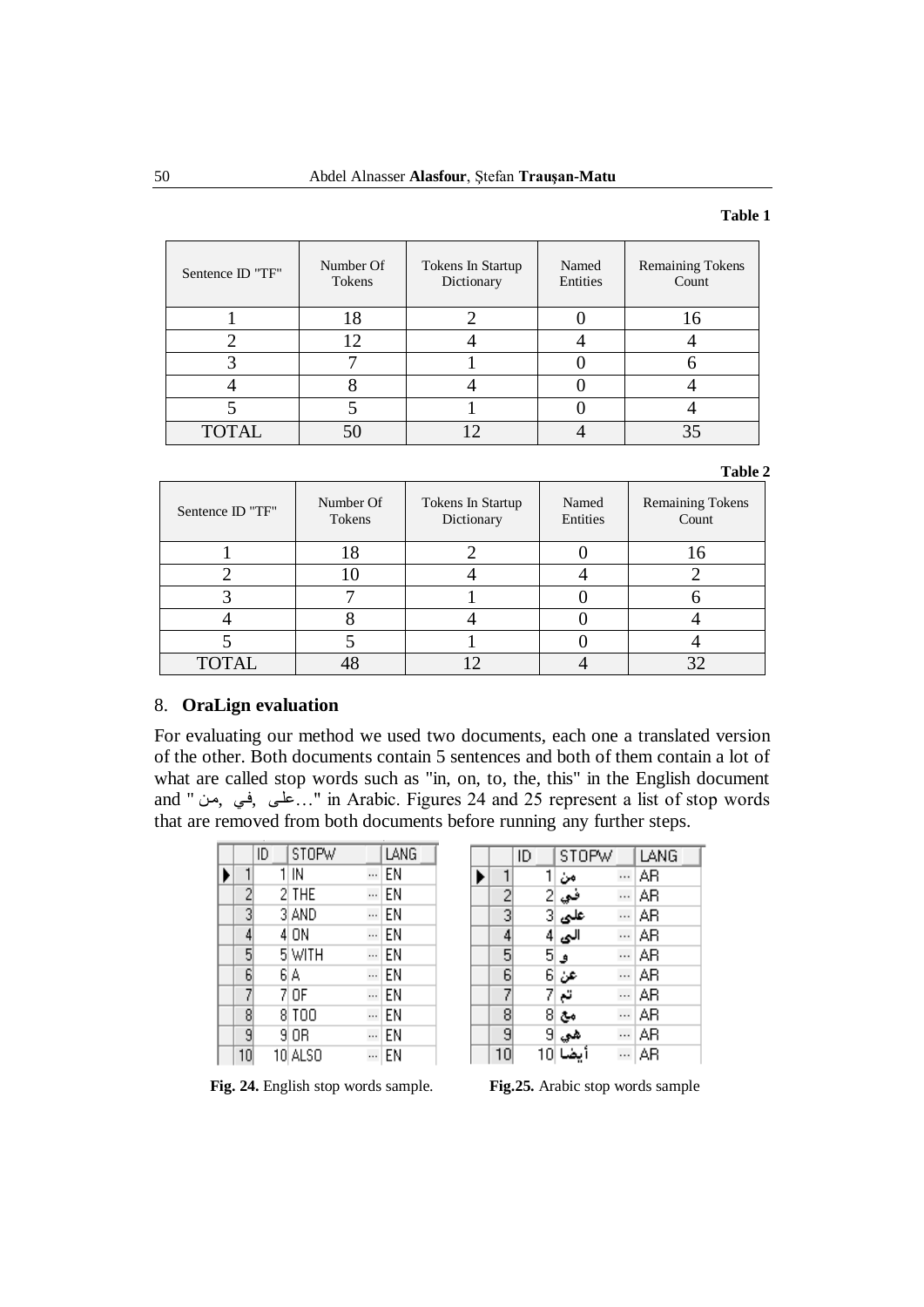**Table 1**

| Sentence ID "TF" | Number Of Tokens | Tokens In Startup Dictionary | Named Entities | Remaining Tokens Count |
|---|---|---|---|---|
| 1 | 18 | 2 | 0 | 16 |
| 2 | 12 | 4 | 4 | 4 |
| 3 | 7 | 1 | 0 | 6 |
| 4 | 8 | 4 | 0 | 4 |
| 5 | 5 | 1 | 0 | 4 |
| TOTAL | 50 | 12 | 4 | 35 |

**Table 2**

| Sentence ID "TF" | Number Of Tokens | Tokens In Startup Dictionary | Named Entities | Remaining Tokens Count |
|---|---|---|---|---|
| 1 | 18 | 2 | 0 | 16 |
| 2 | 10 | 4 | 4 | 2 |
| 3 | 7 | 1 | 0 | 6 |
| 4 | 8 | 4 | 0 | 4 |
| 5 | 5 | 1 | 0 | 4 |
| TOTAL | 48 | 12 | 4 | 32 |

## 8. **OraLign evaluation**

For evaluating our method we used two documents, each one a translated version of the other. Both documents contain 5 sentences and both of them contain a lot of what are called stop words such as "in, on, to, the, this" in the English document and "من, في, على…" in Arabic. Figures 24 and 25 represent a list of stop words that are removed from both documents before running any further steps.

| | ID | STOPW | | LANG |
|---|---|---|---|---|
| 1 | 1 | IN | ... | EN |
| 2 | 2 | THE | ... | EN |
| 3 | 3 | AND | ... | EN |
| 4 | 4 | ON | ... | EN |
| 5 | 5 | WITH | ... | EN |
| 6 | 6 | A | ... | EN |
| 7 | 7 | OF | ... | EN |
| 8 | 8 | TOO | ... | EN |
| 9 | 9 | OR | ... | EN |
| 10 | 10 | ALSO | ... | EN |

**Fig. 24.** English stop words sample.

| | ID | STOPW | | LANG |
|---|---|---|---|---|
| 1 | 1 | من | ... | AR |
| 2 | 2 | في | ... | AR |
| 3 | 3 | على | ... | AR |
| 4 | 4 | الى | ... | AR |
| 5 | 5 | و | ... | AR |
| 6 | 6 | عن | ... | AR |
| 7 | 7 | ثم | ... | AR |
| 8 | 8 | مع | ... | AR |
| 9 | 9 | هي | ... | AR |
| 10 | 10 | أيضا | ... | AR |

**Fig.25.** Arabic stop words sample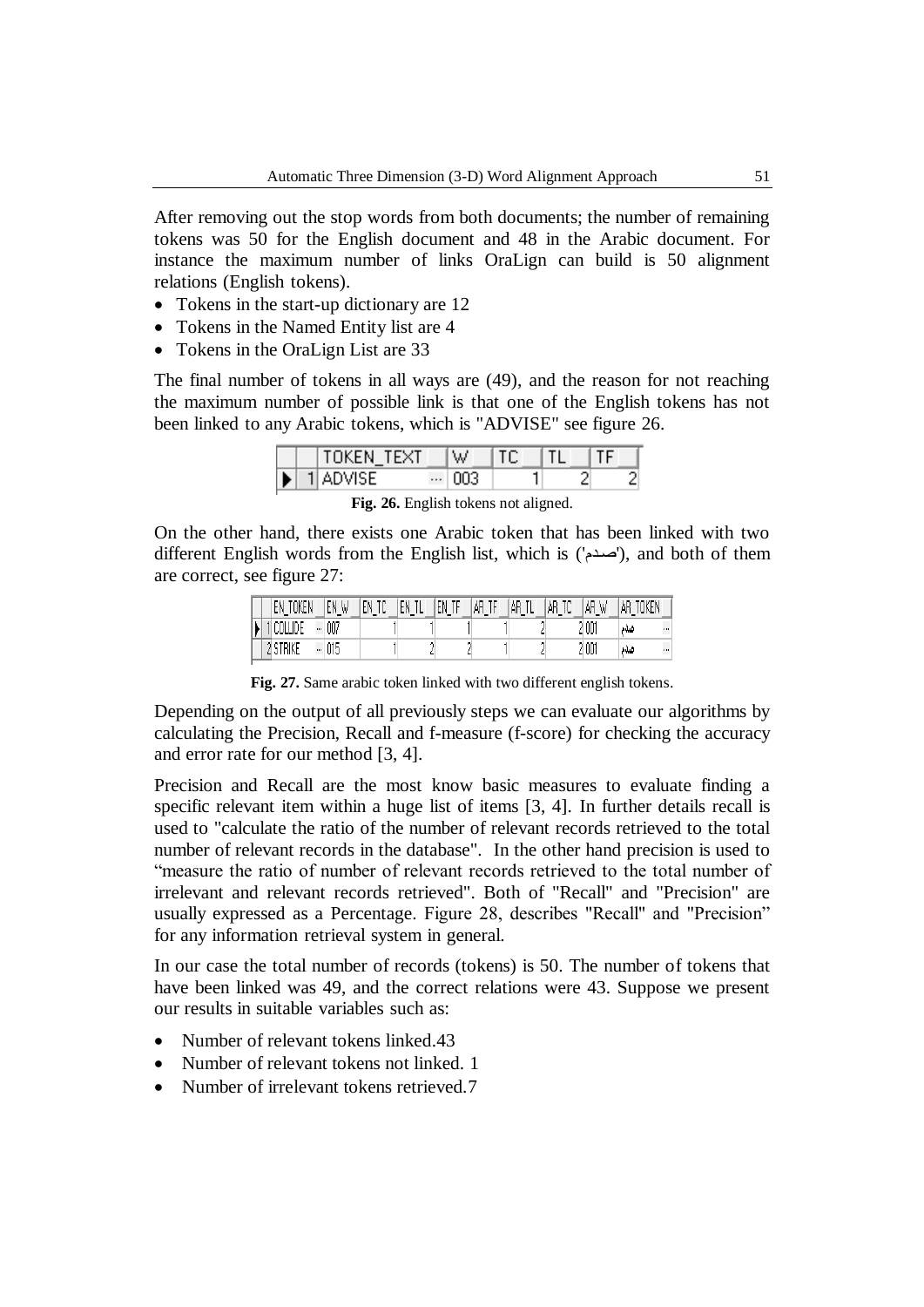After removing out the stop words from both documents; the number of remaining tokens was 50 for the English document and 48 in the Arabic document. For instance the maximum number of links OraLign can build is 50 alignment relations (English tokens).

- Tokens in the start-up dictionary are 12
- Tokens in the Named Entity list are 4
- Tokens in the OraLign List are 33

The final number of tokens in all ways are (49), and the reason for not reaching the maximum number of possible link is that one of the English tokens has not been linked to any Arabic tokens, which is "ADVISE" see figure 26.

| | TOKEN_TEXT | W | TC | TL | TF |
|---|---|---|---|---|---|
| 1 | ADVISE | ... 003 | 1 | 2 | 2 |

**Fig. 26.** English tokens not aligned.

On the other hand, there exists one Arabic token that has been linked with two different English words from the English list, which is ('صدم'), and both of them are correct, see figure 27:

| | EN_TOKEN | EN_W | EN_TC | EN_TL | EN_TF | AR_TF | AR_TL | AR_TC | AR_W | AR_TOKEN |
|---|---|---|---|---|---|---|---|---|---|---|
| 1 | COLLIDE | ... 007 | 1 | 1 | 1 | 1 | 2 | 2 | 001 | صدم ... |
| 2 | STRIKE | ... 015 | 1 | 2 | 2 | 1 | 2 | 2 | 001 | صدم ... |

**Fig. 27.** Same arabic token linked with two different english tokens.

Depending on the output of all previously steps we can evaluate our algorithms by calculating the Precision, Recall and f-measure (f-score) for checking the accuracy and error rate for our method [3, 4].

Precision and Recall are the most know basic measures to evaluate finding a specific relevant item within a huge list of items [3, 4]. In further details recall is used to "calculate the ratio of the number of relevant records retrieved to the total number of relevant records in the database". In the other hand precision is used to "measure the ratio of number of relevant records retrieved to the total number of irrelevant and relevant records retrieved". Both of "Recall" and "Precision" are usually expressed as a Percentage. Figure 28, describes "Recall" and "Precision" for any information retrieval system in general.

In our case the total number of records (tokens) is 50. The number of tokens that have been linked was 49, and the correct relations were 43. Suppose we present our results in suitable variables such as:

- Number of relevant tokens linked.43
- Number of relevant tokens not linked. 1
- Number of irrelevant tokens retrieved.7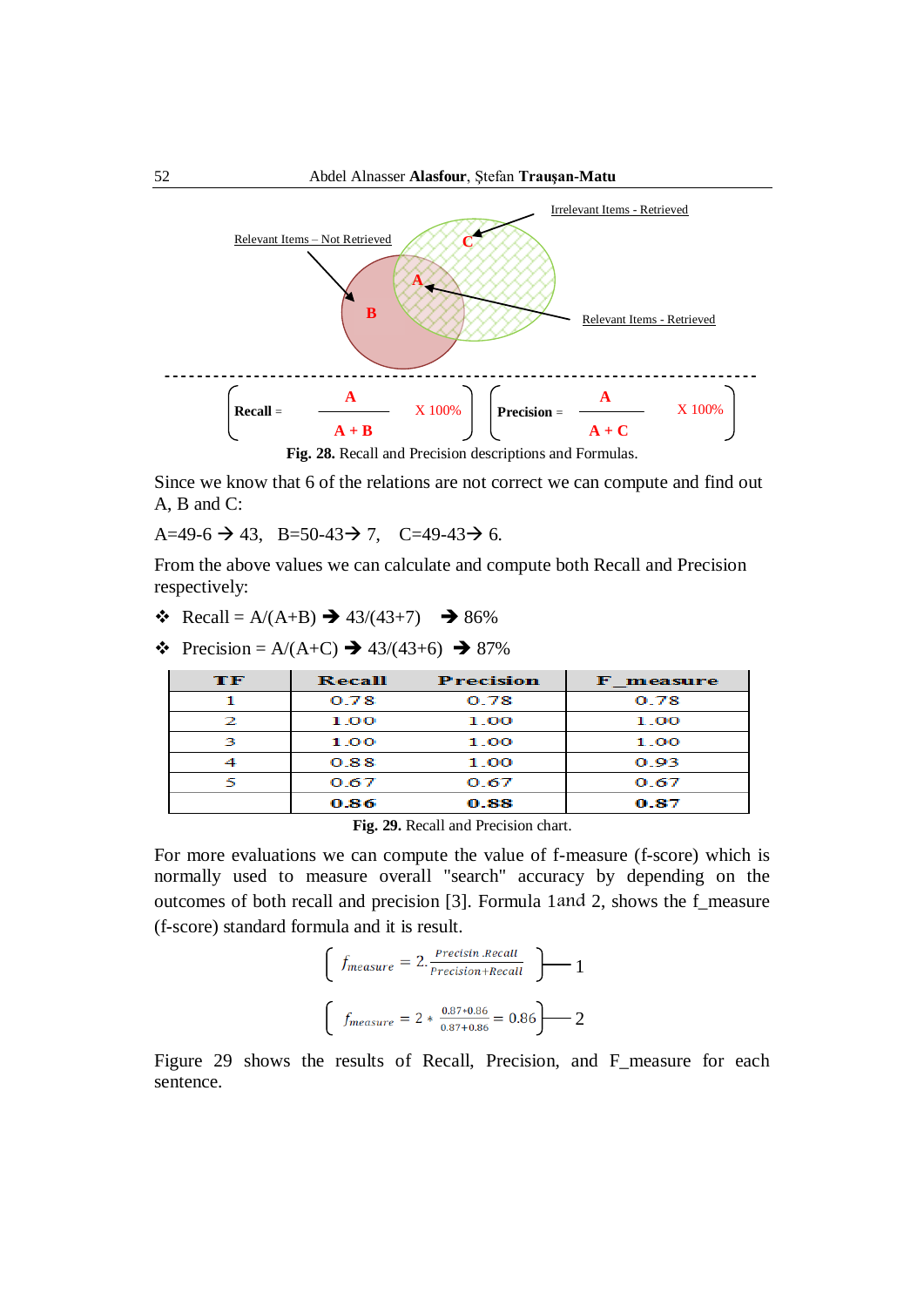Irrelevant Items - Retrieved

Relevant Items – Not Retrieved

Relevant Items - Retrieved

$$\text{Recall} = \frac{A}{A+B} \times 100\% \qquad \text{Precision} = \frac{A}{A+C} \times 100\%$$

**Fig. 28.** Recall and Precision descriptions and Formulas.

Since we know that 6 of the relations are not correct we can compute and find out A, B and C:

A=49-6 → 43,  B=50-43→ 7,  C=49-43→ 6.

From the above values we can calculate and compute both Recall and Precision respectively:

- Recall = A/(A+B) → 43/(43+7)  → 86%
- Precision = A/(A+C) → 43/(43+6) → 87%

| TF | Recall | Precision | F_measure |
|---|---|---|---|
| 1 | 0.78 | 0.78 | 0.78 |
| 2 | 1.00 | 1.00 | 1.00 |
| 3 | 1.00 | 1.00 | 1.00 |
| 4 | 0.88 | 1.00 | 0.93 |
| 5 | 0.67 | 0.67 | 0.67 |
| | **0.86** | **0.88** | **0.87** |

**Fig. 29.** Recall and Precision chart.

For more evaluations we can compute the value of f-measure (f-score) which is normally used to measure overall "search" accuracy by depending on the outcomes of both recall and precision [3]. Formula 1and 2, shows the f_measure (f-score) standard formula and it is result.

$$f_{measure} = 2.\frac{Precisin\ .Recall}{Precision+Recall} \quad (1)$$

$$f_{measure} = 2 * \frac{0.87*0.86}{0.87+0.86} = 0.86 \quad (2)$$

Figure 29 shows the results of Recall, Precision, and F_measure for each sentence.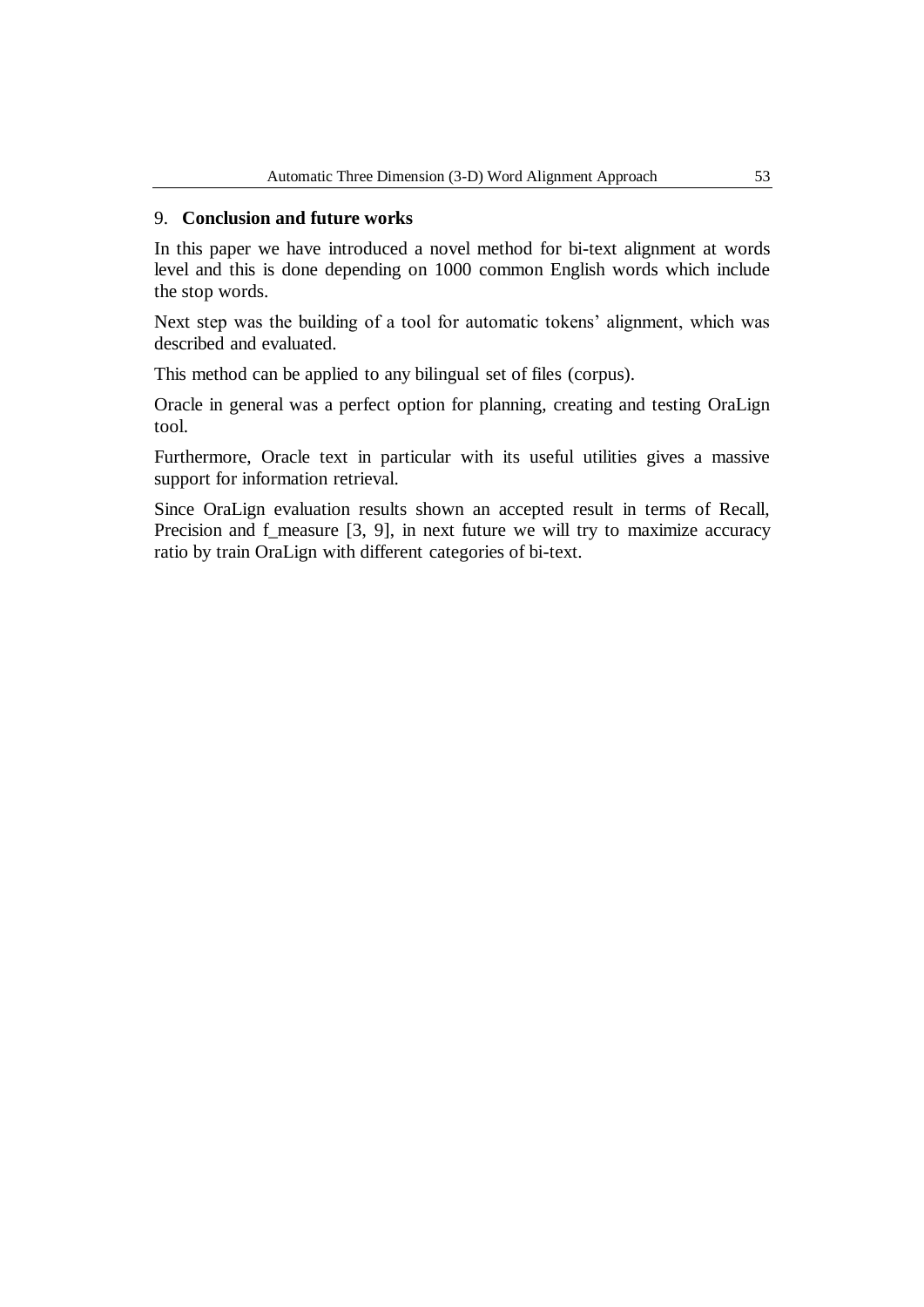## 9. **Conclusion and future works**

In this paper we have introduced a novel method for bi-text alignment at words level and this is done depending on 1000 common English words which include the stop words.

Next step was the building of a tool for automatic tokens' alignment, which was described and evaluated.

This method can be applied to any bilingual set of files (corpus).

Oracle in general was a perfect option for planning, creating and testing OraLign tool.

Furthermore, Oracle text in particular with its useful utilities gives a massive support for information retrieval.

Since OraLign evaluation results shown an accepted result in terms of Recall, Precision and f_measure [3, 9], in next future we will try to maximize accuracy ratio by train OraLign with different categories of bi-text.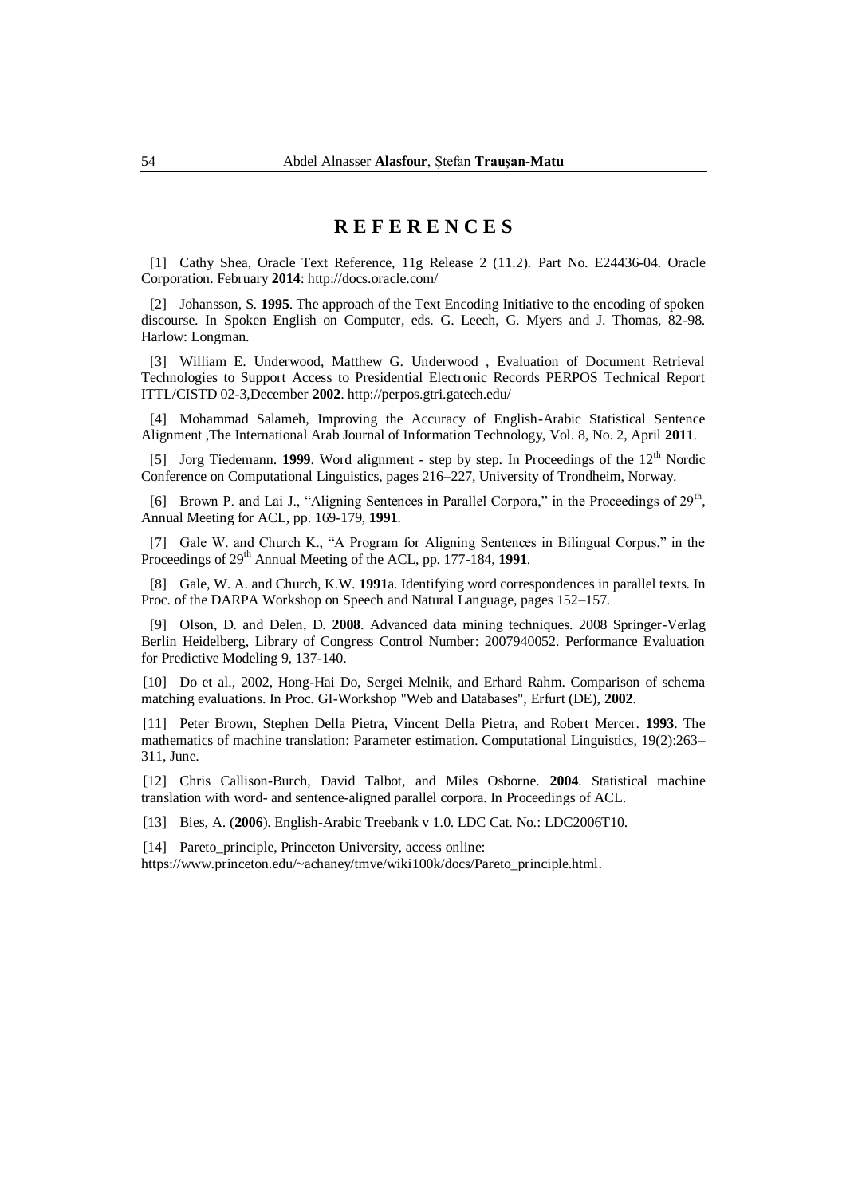# REFERENCES

[1] Cathy Shea, Oracle Text Reference, 11g Release 2 (11.2). Part No. E24436-04. Oracle Corporation. February **2014**: http://docs.oracle.com/

[2] Johansson, S. **1995**. The approach of the Text Encoding Initiative to the encoding of spoken discourse. In Spoken English on Computer, eds. G. Leech, G. Myers and J. Thomas, 82-98. Harlow: Longman.

[3] William E. Underwood, Matthew G. Underwood , Evaluation of Document Retrieval Technologies to Support Access to Presidential Electronic Records PERPOS Technical Report ITTL/CISTD 02-3,December **2002**. http://perpos.gtri.gatech.edu/

[4] Mohammad Salameh, Improving the Accuracy of English-Arabic Statistical Sentence Alignment ,The International Arab Journal of Information Technology, Vol. 8, No. 2, April **2011**.

[5] Jorg Tiedemann. **1999**. Word alignment - step by step. In Proceedings of the 12th Nordic Conference on Computational Linguistics, pages 216–227, University of Trondheim, Norway.

[6] Brown P. and Lai J., "Aligning Sentences in Parallel Corpora," in the Proceedings of 29th, Annual Meeting for ACL, pp. 169-179, **1991**.

[7] Gale W. and Church K., "A Program for Aligning Sentences in Bilingual Corpus," in the Proceedings of 29th Annual Meeting of the ACL, pp. 177-184, **1991**.

[8] Gale, W. A. and Church, K.W. **1991**a. Identifying word correspondences in parallel texts. In Proc. of the DARPA Workshop on Speech and Natural Language, pages 152–157.

[9] Olson, D. and Delen, D. **2008**. Advanced data mining techniques. 2008 Springer-Verlag Berlin Heidelberg, Library of Congress Control Number: 2007940052. Performance Evaluation for Predictive Modeling 9, 137-140.

[10] Do et al., 2002, Hong-Hai Do, Sergei Melnik, and Erhard Rahm. Comparison of schema matching evaluations. In Proc. GI-Workshop "Web and Databases", Erfurt (DE), **2002**.

[11] Peter Brown, Stephen Della Pietra, Vincent Della Pietra, and Robert Mercer. **1993**. The mathematics of machine translation: Parameter estimation. Computational Linguistics, 19(2):263–311, June.

[12] Chris Callison-Burch, David Talbot, and Miles Osborne. **2004**. Statistical machine translation with word- and sentence-aligned parallel corpora. In Proceedings of ACL.

[13] Bies, A. (**2006**). English-Arabic Treebank v 1.0. LDC Cat. No.: LDC2006T10.

[14] Pareto_principle, Princeton University, access online: https://www.princeton.edu/~achaney/tmve/wiki100k/docs/Pareto_principle.html.